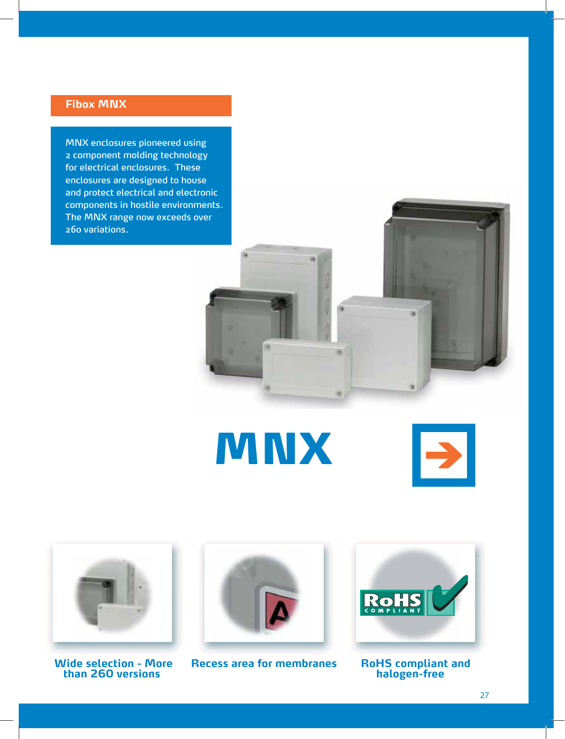## Fibox MNX

MNX enclosures pioneered using 2 component molding technology for electrical enclosures. These enclosures are designed to house and protect electrical and electronic components in hostile environments. The MNX range now exceeds over 260 variations.

# MNX

**Wide selection - More than 260 versions**

**Recess area for membranes**

**RoHS compliant and halogen-free**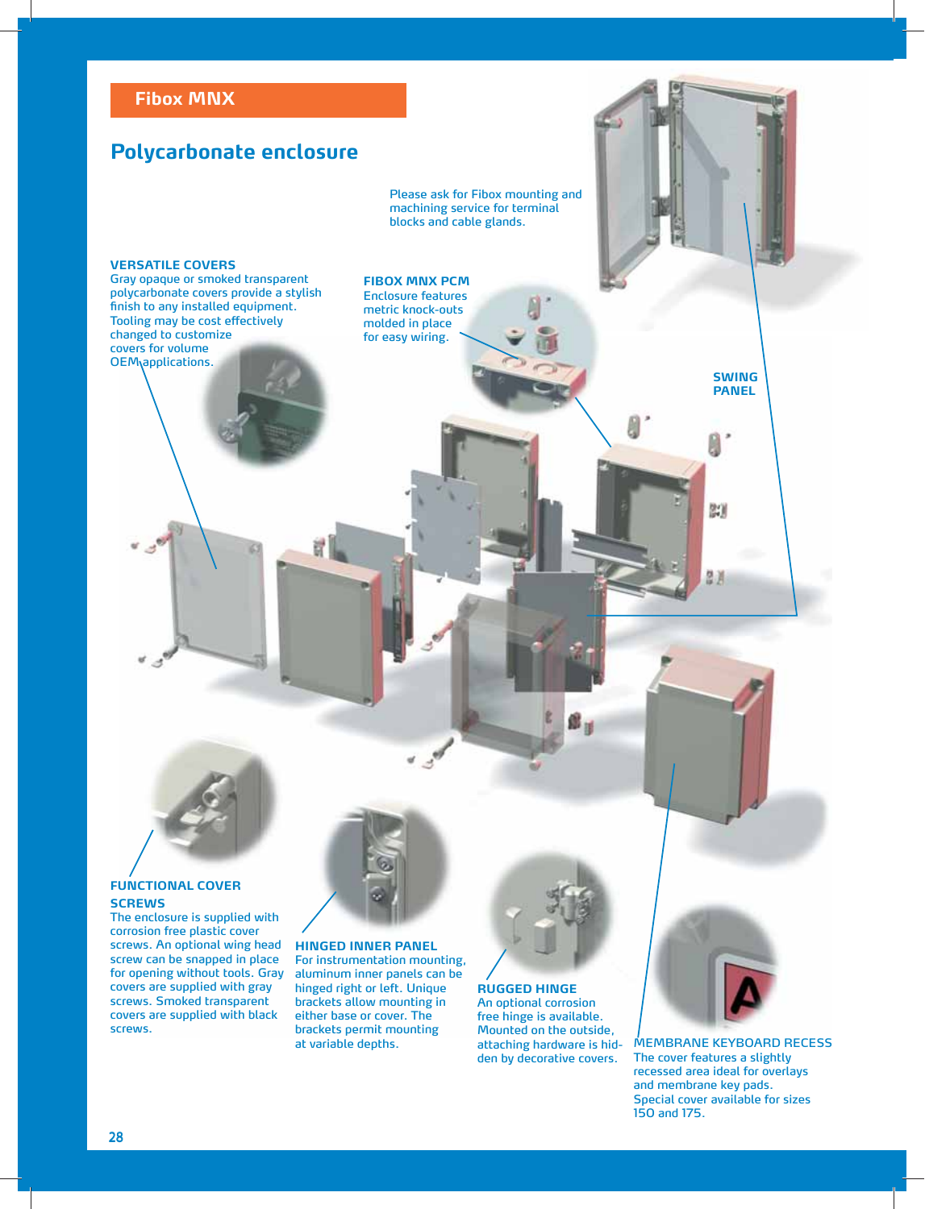## Fibox MNX

# Polycarbonate enclosure

Please ask for Fibox mounting and machining service for terminal blocks and cable glands.

**VERSATILE COVERS**
Gray opaque or smoked transparent polycarbonate covers provide a stylish finish to any installed equipment. Tooling may be cost effectively changed to customize covers for volume OEM applications.

**FIBOX MNX PCM**
Enclosure features metric knock-outs molded in place for easy wiring.

**SWING PANEL**

**FUNCTIONAL COVER SCREWS**
The enclosure is supplied with corrosion free plastic cover screws. An optional wing head screw can be snapped in place for opening without tools. Gray covers are supplied with gray screws. Smoked transparent covers are supplied with black screws.

**HINGED INNER PANEL**
For instrumentation mounting, aluminum inner panels can be hinged right or left. Unique brackets allow mounting in either base or cover. The brackets permit mounting at variable depths.

**RUGGED HINGE**
An optional corrosion free hinge is available. Mounted on the outside, attaching hardware is hidden by decorative covers.

**MEMBRANE KEYBOARD RECESS**
The cover features a slightly recessed area ideal for overlays and membrane key pads. Special cover available for sizes 150 and 175.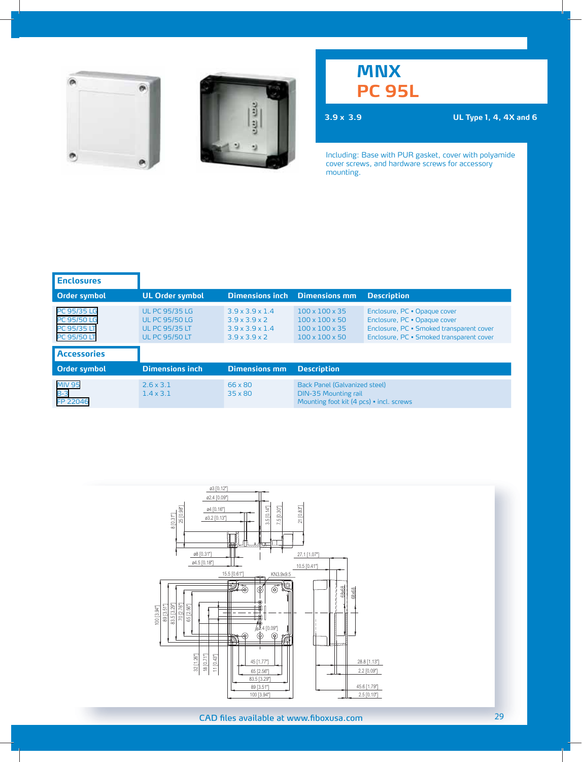# MNX
## PC 95L

**3.9 x 3.9** **UL Type 1, 4, 4X and 6**

Including: Base with PUR gasket, cover with polyamide cover screws, and hardware screws for accessory mounting.

### Enclosures

| Order symbol | UL Order symbol | Dimensions inch | Dimensions mm | Description |
|---|---|---|---|---|
| PC 95/35 LG | UL PC 95/35 LG | 3.9 x 3.9 x 1.4 | 100 x 100 x 35 | Enclosure, PC • Opaque cover |
| PC 95/50 LG | UL PC 95/50 LG | 3.9 x 3.9 x 2 | 100 x 100 x 50 | Enclosure, PC • Opaque cover |
| PC 95/35 LT | UL PC 95/35 LT | 3.9 x 3.9 x 1.4 | 100 x 100 x 35 | Enclosure, PC • Smoked transparent cover |
| PC 95/50 LT | UL PC 95/50 LT | 3.9 x 3.9 x 2 | 100 x 100 x 50 | Enclosure, PC • Smoked transparent cover |

### Accessories

| Order symbol | Dimensions inch | Dimensions mm | Description |
|---|---|---|---|
| MIV 95 | 2.6 x 3.1 | 66 x 80 | Back Panel (Galvanized steel) |
| B-3 | 1.4 x 3.1 | 35 x 80 | DIN-35 Mounting rail |
| FP 22046 | | | Mounting foot kit (4 pcs) • incl. screws |

CAD files available at www.fiboxusa.com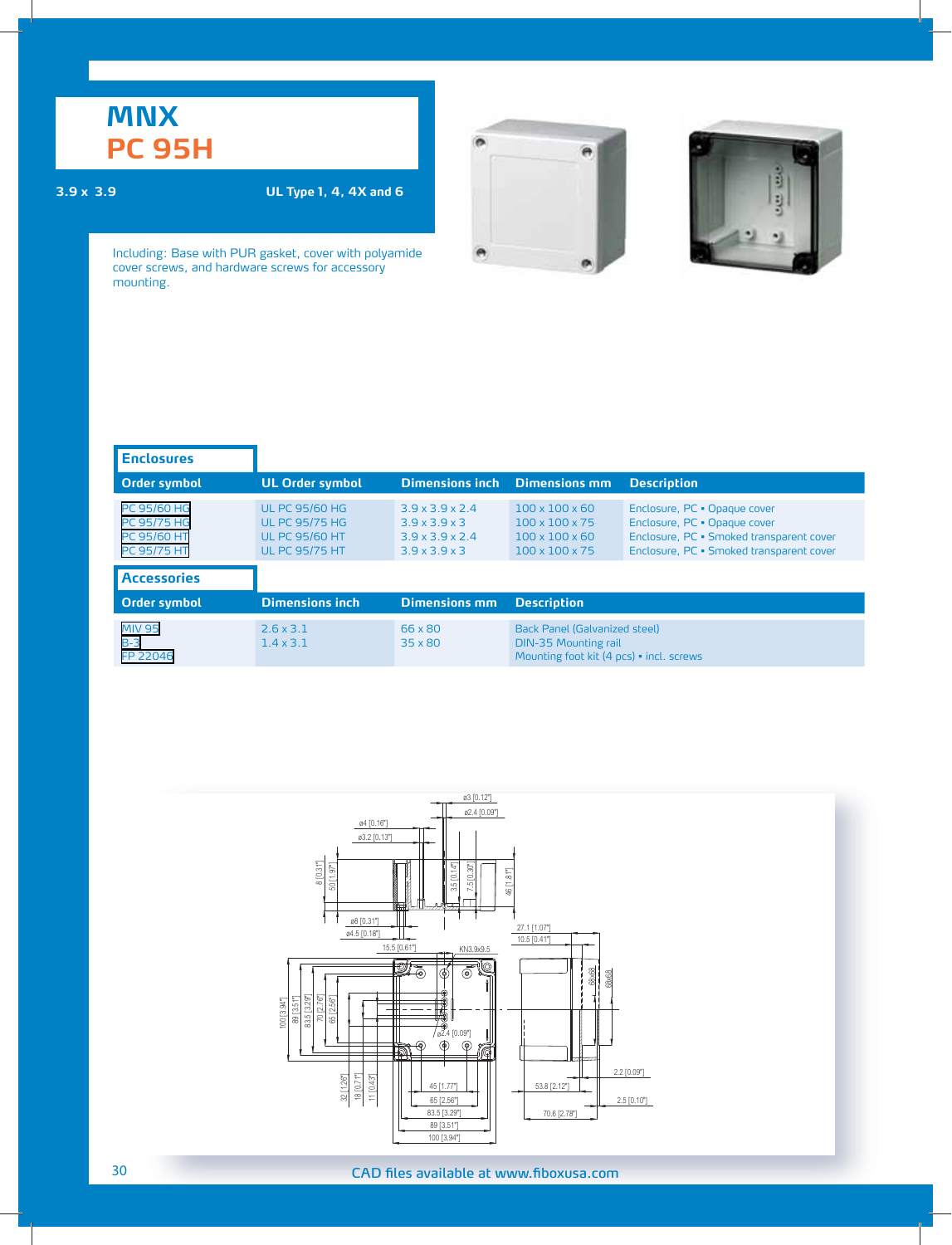# MNX

## PC 95H

**3.9 x 3.9** **UL Type 1, 4, 4X and 6**

Including: Base with PUR gasket, cover with polyamide cover screws, and hardware screws for accessory mounting.

### Enclosures

| Order symbol | UL Order symbol | Dimensions inch | Dimensions mm | Description |
|---|---|---|---|---|
| PC 95/60 HG | UL PC 95/60 HG | 3.9 x 3.9 x 2.4 | 100 x 100 x 60 | Enclosure, PC • Opaque cover |
| PC 95/75 HG | UL PC 95/75 HG | 3.9 x 3.9 x 3 | 100 x 100 x 75 | Enclosure, PC • Opaque cover |
| PC 95/60 HT | UL PC 95/60 HT | 3.9 x 3.9 x 2.4 | 100 x 100 x 60 | Enclosure, PC • Smoked transparent cover |
| PC 95/75 HT | UL PC 95/75 HT | 3.9 x 3.9 x 3 | 100 x 100 x 75 | Enclosure, PC • Smoked transparent cover |

### Accessories

| Order symbol | Dimensions inch | Dimensions mm | Description |
|---|---|---|---|
| MIV 95 | 2.6 x 3.1 | 66 x 80 | Back Panel (Galvanized steel) |
| B-3 | 1.4 x 3.1 | 35 x 80 | DIN-35 Mounting rail |
| FP 22046 | | | Mounting foot kit (4 pcs) • incl. screws |

CAD files available at www.fiboxusa.com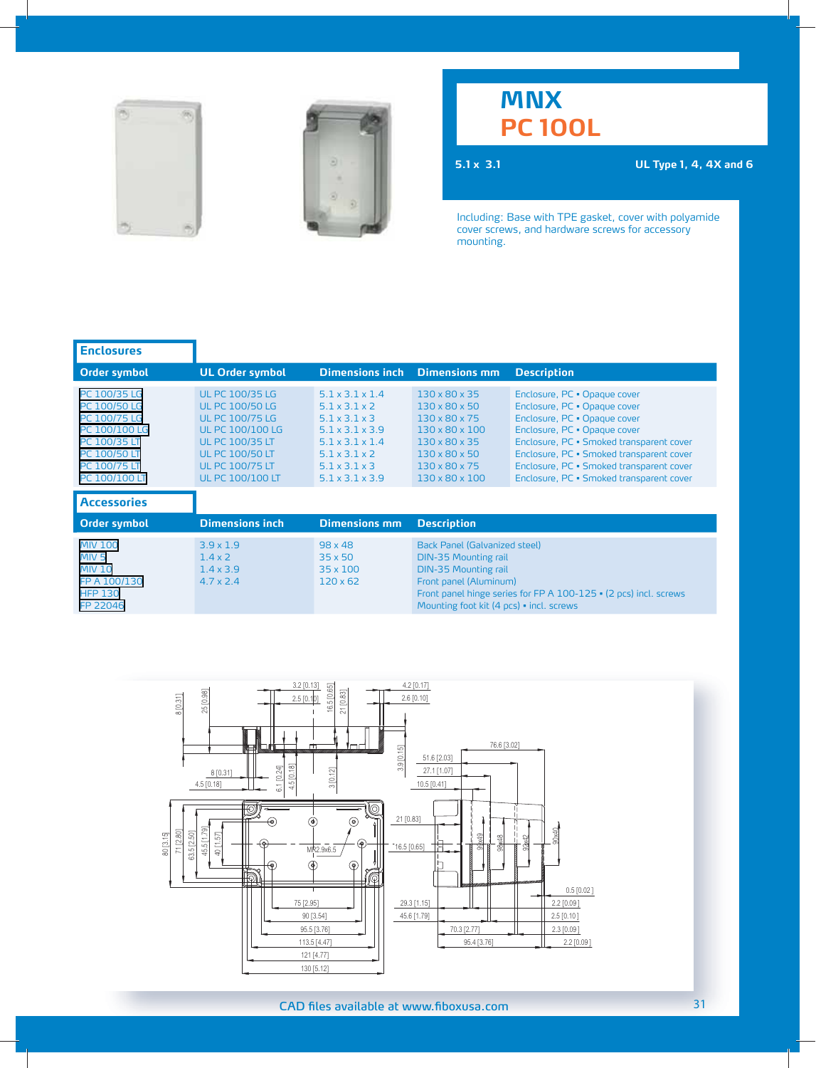# MNX
## PC 100L

**5.1 x 3.1** | **UL Type 1, 4, 4X and 6**

Including: Base with TPE gasket, cover with polyamide cover screws, and hardware screws for accessory mounting.

### Enclosures

| Order symbol | UL Order symbol | Dimensions inch | Dimensions mm | Description |
|---|---|---|---|---|
| PC 100/35 LG | UL PC 100/35 LG | 5.1 x 3.1 x 1.4 | 130 x 80 x 35 | Enclosure, PC • Opaque cover |
| PC 100/50 LG | UL PC 100/50 LG | 5.1 x 3.1 x 2 | 130 x 80 x 50 | Enclosure, PC • Opaque cover |
| PC 100/75 LG | UL PC 100/75 LG | 5.1 x 3.1 x 3 | 130 x 80 x 75 | Enclosure, PC • Opaque cover |
| PC 100/100 LG | UL PC 100/100 LG | 5.1 x 3.1 x 3.9 | 130 x 80 x 100 | Enclosure, PC • Opaque cover |
| PC 100/35 LT | UL PC 100/35 LT | 5.1 x 3.1 x 1.4 | 130 x 80 x 35 | Enclosure, PC • Smoked transparent cover |
| PC 100/50 LT | UL PC 100/50 LT | 5.1 x 3.1 x 2 | 130 x 80 x 50 | Enclosure, PC • Smoked transparent cover |
| PC 100/75 LT | UL PC 100/75 LT | 5.1 x 3.1 x 3 | 130 x 80 x 75 | Enclosure, PC • Smoked transparent cover |
| PC 100/100 LT | UL PC 100/100 LT | 5.1 x 3.1 x 3.9 | 130 x 80 x 100 | Enclosure, PC • Smoked transparent cover |

### Accessories

| Order symbol | Dimensions inch | Dimensions mm | Description |
|---|---|---|---|
| MIV 100 | 3.9 x 1.9 | 98 x 48 | Back Panel (Galvanized steel) |
| MIV 5 | 1.4 x 2 | 35 x 50 | DIN-35 Mounting rail |
| MIV 10 | 1.4 x 3.9 | 35 x 100 | DIN-35 Mounting rail |
| FP A 100/130 | 4.7 x 2.4 | 120 x 62 | Front panel (Aluminum) |
| HFP 130 | | | Front panel hinge series for FP A 100-125 • (2 pcs) incl. screws |
| FP 22046 | | | Mounting foot kit (4 pcs) • incl. screws |

CAD files available at www.fiboxusa.com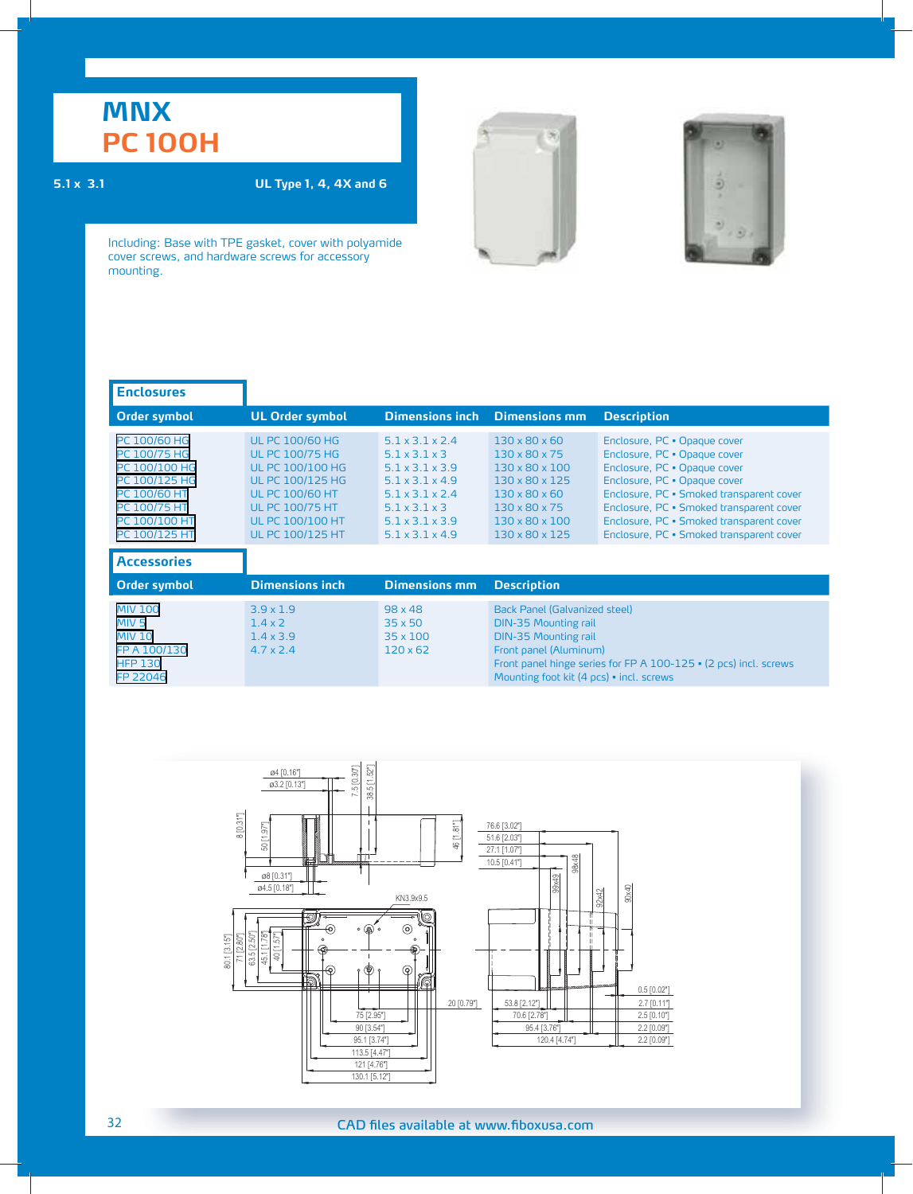# MNX
## PC 100H

**5.1 x 3.1** **UL Type 1, 4, 4X and 6**

Including: Base with TPE gasket, cover with polyamide cover screws, and hardware screws for accessory mounting.

### Enclosures

| Order symbol | UL Order symbol | Dimensions inch | Dimensions mm | Description |
|---|---|---|---|---|
| PC 100/60 HG | UL PC 100/60 HG | 5.1 x 3.1 x 2.4 | 130 x 80 x 60 | Enclosure, PC • Opaque cover |
| PC 100/75 HG | UL PC 100/75 HG | 5.1 x 3.1 x 3 | 130 x 80 x 75 | Enclosure, PC • Opaque cover |
| PC 100/100 HG | UL PC 100/100 HG | 5.1 x 3.1 x 3.9 | 130 x 80 x 100 | Enclosure, PC • Opaque cover |
| PC 100/125 HG | UL PC 100/125 HG | 5.1 x 3.1 x 4.9 | 130 x 80 x 125 | Enclosure, PC • Opaque cover |
| PC 100/60 HT | UL PC 100/60 HT | 5.1 x 3.1 x 2.4 | 130 x 80 x 60 | Enclosure, PC • Smoked transparent cover |
| PC 100/75 HT | UL PC 100/75 HT | 5.1 x 3.1 x 3 | 130 x 80 x 75 | Enclosure, PC • Smoked transparent cover |
| PC 100/100 HT | UL PC 100/100 HT | 5.1 x 3.1 x 3.9 | 130 x 80 x 100 | Enclosure, PC • Smoked transparent cover |
| PC 100/125 HT | UL PC 100/125 HT | 5.1 x 3.1 x 4.9 | 130 x 80 x 125 | Enclosure, PC • Smoked transparent cover |

### Accessories

| Order symbol | Dimensions inch | Dimensions mm | Description |
|---|---|---|---|
| MIV 100 | 3.9 x 1.9 | 98 x 48 | Back Panel (Galvanized steel) |
| MIV 5 | 1.4 x 2 | 35 x 50 | DIN-35 Mounting rail |
| MIV 10 | 1.4 x 3.9 | 35 x 100 | DIN-35 Mounting rail |
| FP A 100/130 | 4.7 x 2.4 | 120 x 62 | Front panel (Aluminum) |
| HFP 130 | | | Front panel hinge series for FP A 100-125 • (2 pcs) incl. screws |
| FP 22046 | | | Mounting foot kit (4 pcs) • incl. screws |

CAD files available at www.fiboxusa.com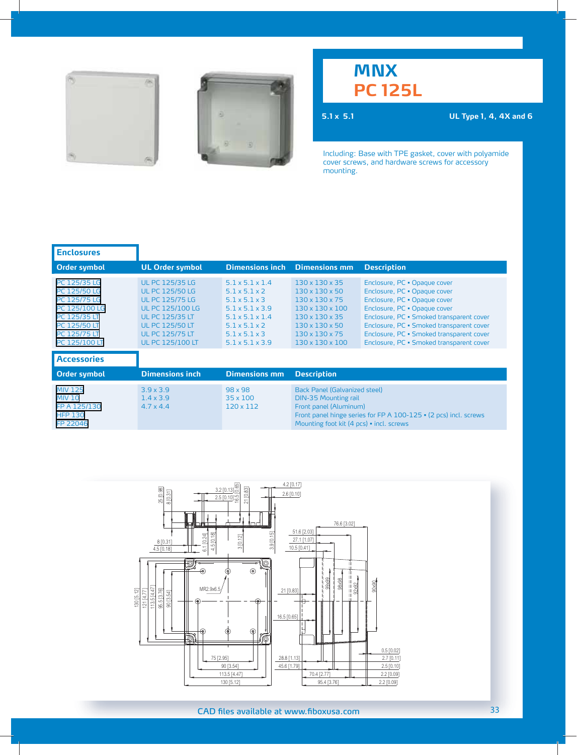# MNX
# PC 125L

**5.1 x 5.1** — **UL Type 1, 4, 4X and 6**

Including: Base with TPE gasket, cover with polyamide cover screws, and hardware screws for accessory mounting.

## Enclosures

| Order symbol | UL Order symbol | Dimensions inch | Dimensions mm | Description |
|---|---|---|---|---|
| PC 125/35 LG | UL PC 125/35 LG | 5.1 x 5.1 x 1.4 | 130 x 130 x 35 | Enclosure, PC • Opaque cover |
| PC 125/50 LG | UL PC 125/50 LG | 5.1 x 5.1 x 2 | 130 x 130 x 50 | Enclosure, PC • Opaque cover |
| PC 125/75 LG | UL PC 125/75 LG | 5.1 x 5.1 x 3 | 130 x 130 x 75 | Enclosure, PC • Opaque cover |
| PC 125/100 LG | UL PC 125/100 LG | 5.1 x 5.1 x 3.9 | 130 x 130 x 100 | Enclosure, PC • Opaque cover |
| PC 125/35 LT | UL PC 125/35 LT | 5.1 x 5.1 x 1.4 | 130 x 130 x 35 | Enclosure, PC • Smoked transparent cover |
| PC 125/50 LT | UL PC 125/50 LT | 5.1 x 5.1 x 2 | 130 x 130 x 50 | Enclosure, PC • Smoked transparent cover |
| PC 125/75 LT | UL PC 125/75 LT | 5.1 x 5.1 x 3 | 130 x 130 x 75 | Enclosure, PC • Smoked transparent cover |
| PC 125/100 LT | UL PC 125/100 LT | 5.1 x 5.1 x 3.9 | 130 x 130 x 100 | Enclosure, PC • Smoked transparent cover |

## Accessories

| Order symbol | Dimensions inch | Dimensions mm | Description |
|---|---|---|---|
| MIV 125 | 3.9 x 3.9 | 98 x 98 | Back Panel (Galvanized steel) |
| MIV 10 | 1.4 x 3.9 | 35 x 100 | DIN-35 Mounting rail |
| FP A 125/130 | 4.7 x 4.4 | 120 x 112 | Front panel (Aluminum) |
| HFP 130 | | | Front panel hinge series for FP A 100-125 • (2 pcs) incl. screws |
| FP 22046 | | | Mounting foot kit (4 pcs) • incl. screws |

CAD files available at www.fiboxusa.com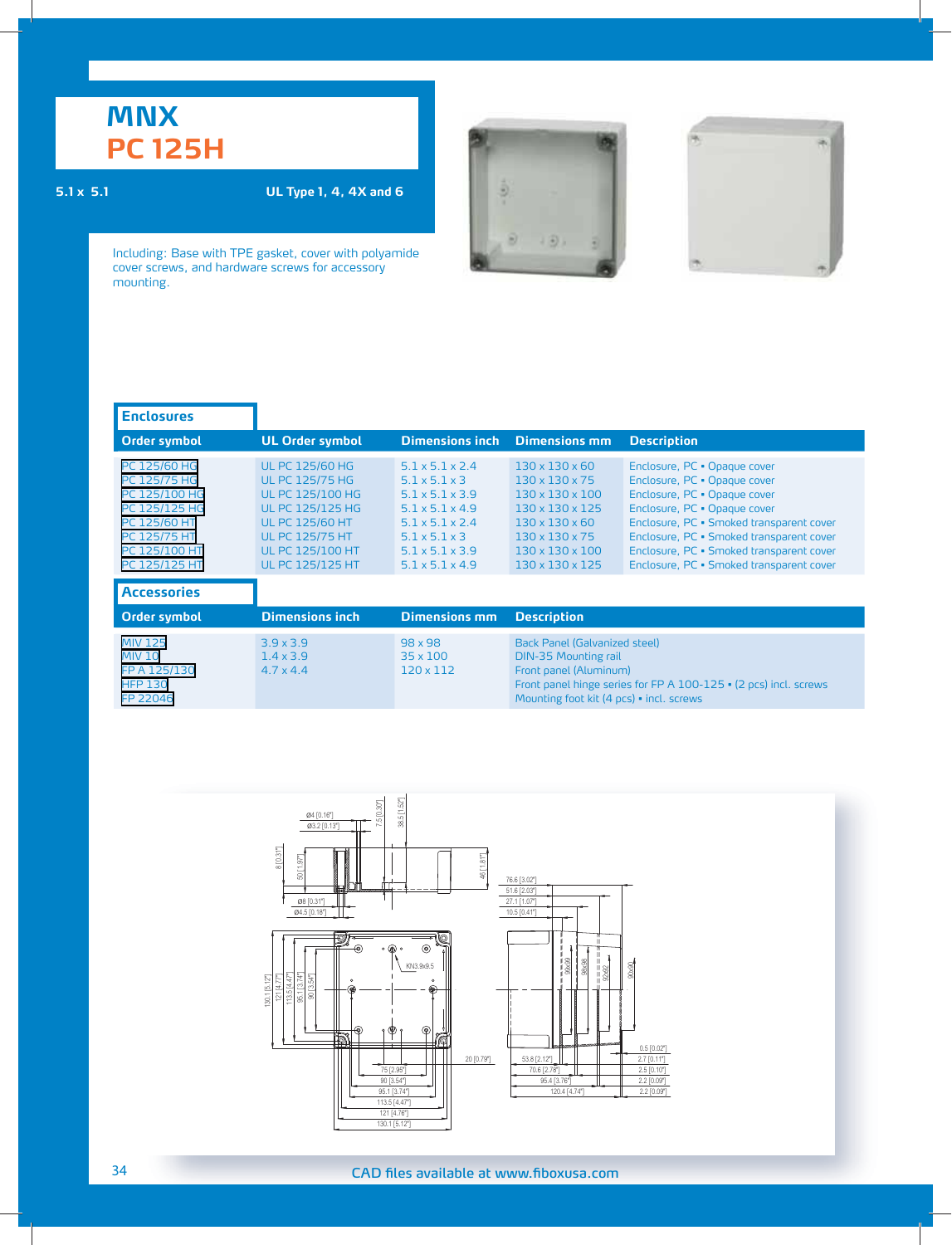# MNX

## PC 125H

5.1 x 5.1

UL Type 1, 4, 4X and 6

Including: Base with TPE gasket, cover with polyamide cover screws, and hardware screws for accessory mounting.

### Enclosures

| Order symbol | UL Order symbol | Dimensions inch | Dimensions mm | Description |
|---|---|---|---|---|
| PC 125/60 HG | UL PC 125/60 HG | 5.1 x 5.1 x 2.4 | 130 x 130 x 60 | Enclosure, PC • Opaque cover |
| PC 125/75 HG | UL PC 125/75 HG | 5.1 x 5.1 x 3 | 130 x 130 x 75 | Enclosure, PC • Opaque cover |
| PC 125/100 HG | UL PC 125/100 HG | 5.1 x 5.1 x 3.9 | 130 x 130 x 100 | Enclosure, PC • Opaque cover |
| PC 125/125 HG | UL PC 125/125 HG | 5.1 x 5.1 x 4.9 | 130 x 130 x 125 | Enclosure, PC • Opaque cover |
| PC 125/60 HT | UL PC 125/60 HT | 5.1 x 5.1 x 2.4 | 130 x 130 x 60 | Enclosure, PC • Smoked transparent cover |
| PC 125/75 HT | UL PC 125/75 HT | 5.1 x 5.1 x 3 | 130 x 130 x 75 | Enclosure, PC • Smoked transparent cover |
| PC 125/100 HT | UL PC 125/100 HT | 5.1 x 5.1 x 3.9 | 130 x 130 x 100 | Enclosure, PC • Smoked transparent cover |
| PC 125/125 HT | UL PC 125/125 HT | 5.1 x 5.1 x 4.9 | 130 x 130 x 125 | Enclosure, PC • Smoked transparent cover |

### Accessories

| Order symbol | Dimensions inch | Dimensions mm | Description |
|---|---|---|---|
| MIV 125 | 3.9 x 3.9 | 98 x 98 | Back Panel (Galvanized steel) |
| MIV 10 | 1.4 x 3.9 | 35 x 100 | DIN-35 Mounting rail |
| FP A 125/130 | 4.7 x 4.4 | 120 x 112 | Front panel (Aluminum) |
| HFP 130 | | | Front panel hinge series for FP A 100-125 • (2 pcs) incl. screws |
| FP 22046 | | | Mounting foot kit (4 pcs) • incl. screws |

CAD files available at www.fiboxusa.com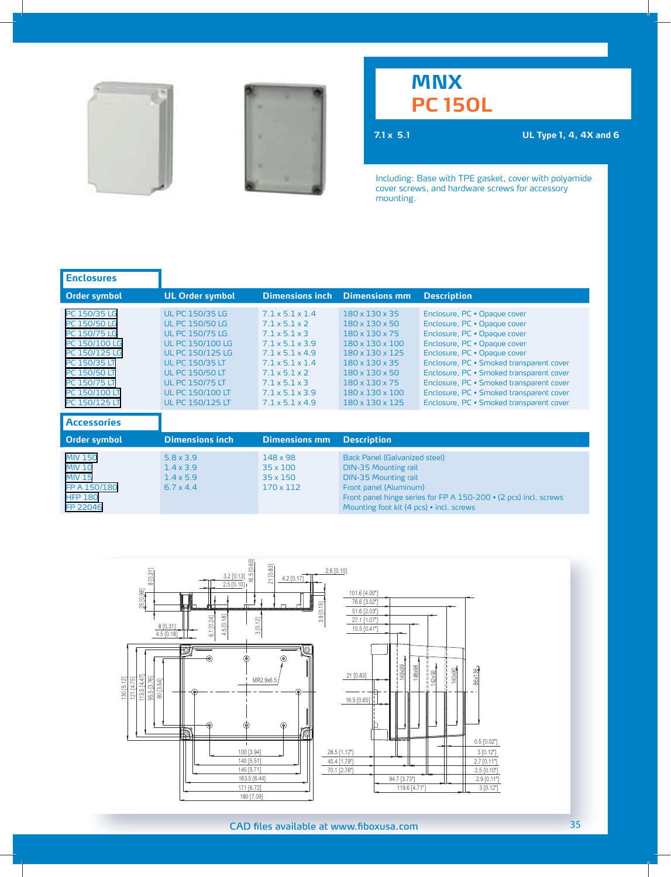# MNX
# PC 150L

7.1 x 5.1 — UL Type 1, 4, 4X and 6

Including: Base with TPE gasket, cover with polyamide cover screws, and hardware screws for accessory mounting.

## Enclosures

| Order symbol | UL Order symbol | Dimensions inch | Dimensions mm | Description |
|---|---|---|---|---|
| PC 150/35 LG | UL PC 150/35 LG | 7.1 x 5.1 x 1.4 | 180 x 130 x 35 | Enclosure, PC • Opaque cover |
| PC 150/50 LG | UL PC 150/50 LG | 7.1 x 5.1 x 2 | 180 x 130 x 50 | Enclosure, PC • Opaque cover |
| PC 150/75 LG | UL PC 150/75 LG | 7.1 x 5.1 x 3 | 180 x 130 x 75 | Enclosure, PC • Opaque cover |
| PC 150/100 LG | UL PC 150/100 LG | 7.1 x 5.1 x 3.9 | 180 x 130 x 100 | Enclosure, PC • Opaque cover |
| PC 150/125 LG | UL PC 150/125 LG | 7.1 x 5.1 x 4.9 | 180 x 130 x 125 | Enclosure, PC • Opaque cover |
| PC 150/35 LT | UL PC 150/35 LT | 7.1 x 5.1 x 1.4 | 180 x 130 x 35 | Enclosure, PC • Smoked transparent cover |
| PC 150/50 LT | UL PC 150/50 LT | 7.1 x 5.1 x 2 | 180 x 130 x 50 | Enclosure, PC • Smoked transparent cover |
| PC 150/75 LT | UL PC 150/75 LT | 7.1 x 5.1 x 3 | 180 x 130 x 75 | Enclosure, PC • Smoked transparent cover |
| PC 150/100 LT | UL PC 150/100 LT | 7.1 x 5.1 x 3.9 | 180 x 130 x 100 | Enclosure, PC • Smoked transparent cover |
| PC 150/125 LT | UL PC 150/125 LT | 7.1 x 5.1 x 4.9 | 180 x 130 x 125 | Enclosure, PC • Smoked transparent cover |

## Accessories

| Order symbol | Dimensions inch | Dimensions mm | Description |
|---|---|---|---|
| MIV 150 | 5.8 x 3.9 | 148 x 98 | Back Panel (Galvanized steel) |
| MIV 10 | 1.4 x 3.9 | 35 x 100 | DIN-35 Mounting rail |
| MIV 15 | 1.4 x 5.9 | 35 x 150 | DIN-35 Mounting rail |
| FP A 150/180 | 6.7 x 4.4 | 170 x 112 | Front panel (Aluminum) |
| HFP 180 | | | Front panel hinge series for FP A 150-200 • (2 pcs) incl. screws |
| FP 22046 | | | Mounting foot kit (4 pcs) • incl. screws |

CAD files available at www.fiboxusa.com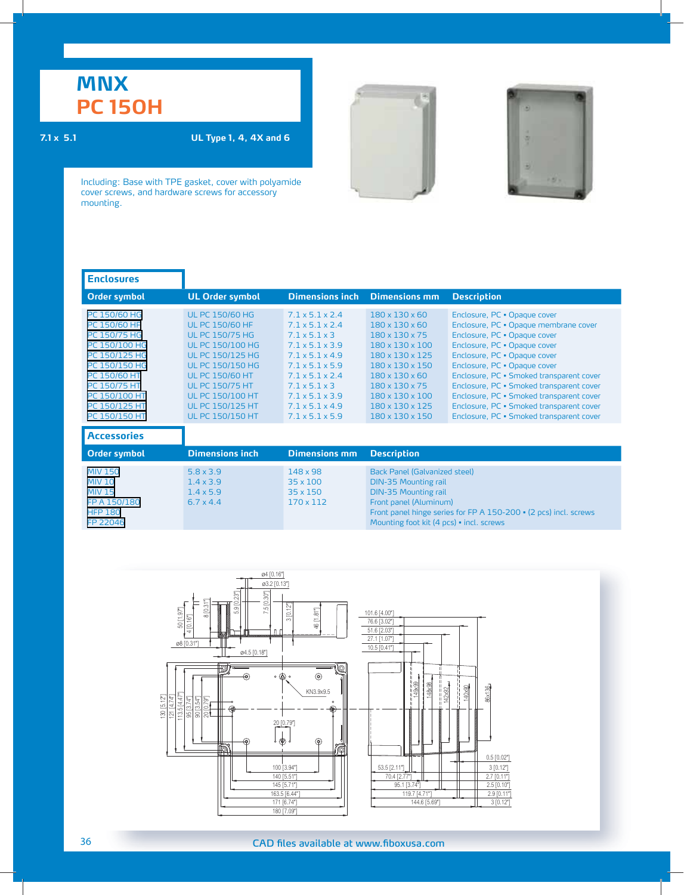# MNX

## PC 150H

7.1 x 5.1

UL Type 1, 4, 4X and 6

Including: Base with TPE gasket, cover with polyamide cover screws, and hardware screws for accessory mounting.

### Enclosures

| Order symbol | UL Order symbol | Dimensions inch | Dimensions mm | Description |
|---|---|---|---|---|
| PC 150/60 HG | UL PC 150/60 HG | 7.1 x 5.1 x 2.4 | 180 x 130 x 60 | Enclosure, PC • Opaque cover |
| PC 150/60 HF | UL PC 150/60 HF | 7.1 x 5.1 x 2.4 | 180 x 130 x 60 | Enclosure, PC • Opaque membrane cover |
| PC 150/75 HG | UL PC 150/75 HG | 7.1 x 5.1 x 3 | 180 x 130 x 75 | Enclosure, PC • Opaque cover |
| PC 150/100 HG | UL PC 150/100 HG | 7.1 x 5.1 x 3.9 | 180 x 130 x 100 | Enclosure, PC • Opaque cover |
| PC 150/125 HG | UL PC 150/125 HG | 7.1 x 5.1 x 4.9 | 180 x 130 x 125 | Enclosure, PC • Opaque cover |
| PC 150/150 HG | UL PC 150/150 HG | 7.1 x 5.1 x 5.9 | 180 x 130 x 150 | Enclosure, PC • Opaque cover |
| PC 150/60 HT | UL PC 150/60 HT | 7.1 x 5.1 x 2.4 | 180 x 130 x 60 | Enclosure, PC • Smoked transparent cover |
| PC 150/75 HT | UL PC 150/75 HT | 7.1 x 5.1 x 3 | 180 x 130 x 75 | Enclosure, PC • Smoked transparent cover |
| PC 150/100 HT | UL PC 150/100 HT | 7.1 x 5.1 x 3.9 | 180 x 130 x 100 | Enclosure, PC • Smoked transparent cover |
| PC 150/125 HT | UL PC 150/125 HT | 7.1 x 5.1 x 4.9 | 180 x 130 x 125 | Enclosure, PC • Smoked transparent cover |
| PC 150/150 HT | UL PC 150/150 HT | 7.1 x 5.1 x 5.9 | 180 x 130 x 150 | Enclosure, PC • Smoked transparent cover |

### Accessories

| Order symbol | Dimensions inch | Dimensions mm | Description |
|---|---|---|---|
| MIV 150 | 5.8 x 3.9 | 148 x 98 | Back Panel (Galvanized steel) |
| MIV 10 | 1.4 x 3.9 | 35 x 100 | DIN-35 Mounting rail |
| MIV 15 | 1.4 x 5.9 | 35 x 150 | DIN-35 Mounting rail |
| FP A 150/180 | 6.7 x 4.4 | 170 x 112 | Front panel (Aluminum) |
| HFP 180 | | | Front panel hinge series for FP A 150-200 • (2 pcs) incl. screws |
| FP 22046 | | | Mounting foot kit (4 pcs) • incl. screws |

CAD files available at www.fiboxusa.com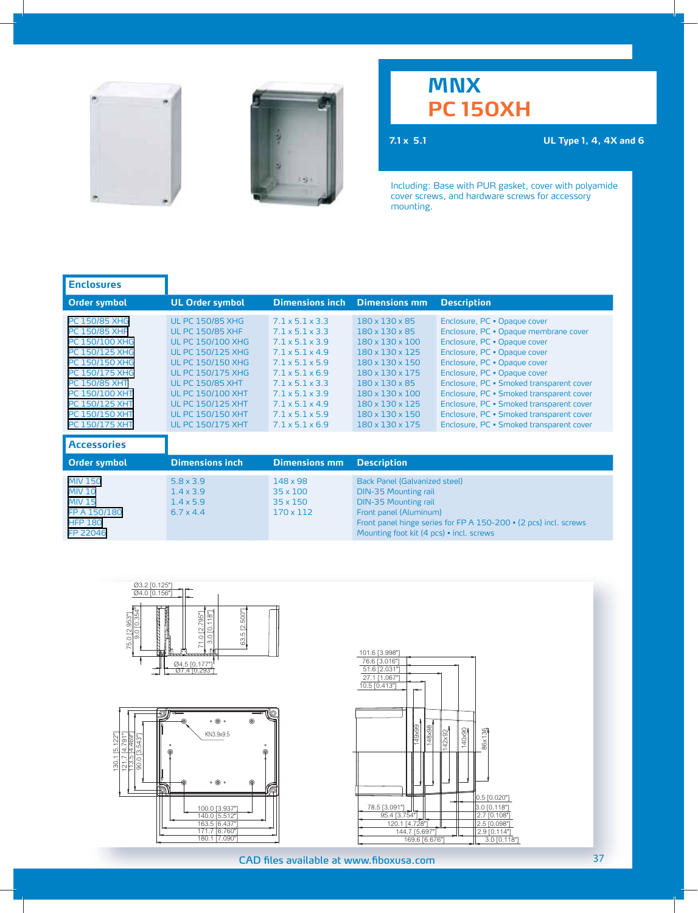# MNX
# PC 150XH

7.1 x 5.1

UL Type 1, 4, 4X and 6

Including: Base with PUR gasket, cover with polyamide cover screws, and hardware screws for accessory mounting.

## Enclosures

| Order symbol | UL Order symbol | Dimensions inch | Dimensions mm | Description |
|---|---|---|---|---|
| PC 150/85 XHG | UL PC 150/85 XHG | 7.1 x 5.1 x 3.3 | 180 x 130 x 85 | Enclosure, PC • Opaque cover |
| PC 150/85 XHF | UL PC 150/85 XHF | 7.1 x 5.1 x 3.3 | 180 x 130 x 85 | Enclosure, PC • Opaque membrane cover |
| PC 150/100 XHG | UL PC 150/100 XHG | 7.1 x 5.1 x 3.9 | 180 x 130 x 100 | Enclosure, PC • Opaque cover |
| PC 150/125 XHG | UL PC 150/125 XHG | 7.1 x 5.1 x 4.9 | 180 x 130 x 125 | Enclosure, PC • Opaque cover |
| PC 150/150 XHG | UL PC 150/150 XHG | 7.1 x 5.1 x 5.9 | 180 x 130 x 150 | Enclosure, PC • Opaque cover |
| PC 150/175 XHG | UL PC 150/175 XHG | 7.1 x 5.1 x 6.9 | 180 x 130 x 175 | Enclosure, PC • Opaque cover |
| PC 150/85 XHT | UL PC 150/85 XHT | 7.1 x 5.1 x 3.3 | 180 x 130 x 85 | Enclosure, PC • Smoked transparent cover |
| PC 150/100 XHT | UL PC 150/100 XHT | 7.1 x 5.1 x 3.9 | 180 x 130 x 100 | Enclosure, PC • Smoked transparent cover |
| PC 150/125 XHT | UL PC 150/125 XHT | 7.1 x 5.1 x 4.9 | 180 x 130 x 125 | Enclosure, PC • Smoked transparent cover |
| PC 150/150 XHT | UL PC 150/150 XHT | 7.1 x 5.1 x 5.9 | 180 x 130 x 150 | Enclosure, PC • Smoked transparent cover |
| PC 150/175 XHT | UL PC 150/175 XHT | 7.1 x 5.1 x 6.9 | 180 x 130 x 175 | Enclosure, PC • Smoked transparent cover |

## Accessories

| Order symbol | Dimensions inch | Dimensions mm | Description |
|---|---|---|---|
| MIV 150 | 5.8 x 3.9 | 148 x 98 | Back Panel (Galvanized steel) |
| MIV 10 | 1.4 x 3.9 | 35 x 100 | DIN-35 Mounting rail |
| MIV 15 | 1.4 x 5.9 | 35 x 150 | DIN-35 Mounting rail |
| FP A 150/180 | 6.7 x 4.4 | 170 x 112 | Front panel (Aluminum) |
| HFP 180 | | | Front panel hinge series for FP A 150-200 • (2 pcs) incl. screws |
| FP 22046 | | | Mounting foot kit (4 pcs) • incl. screws |

CAD files available at www.fiboxusa.com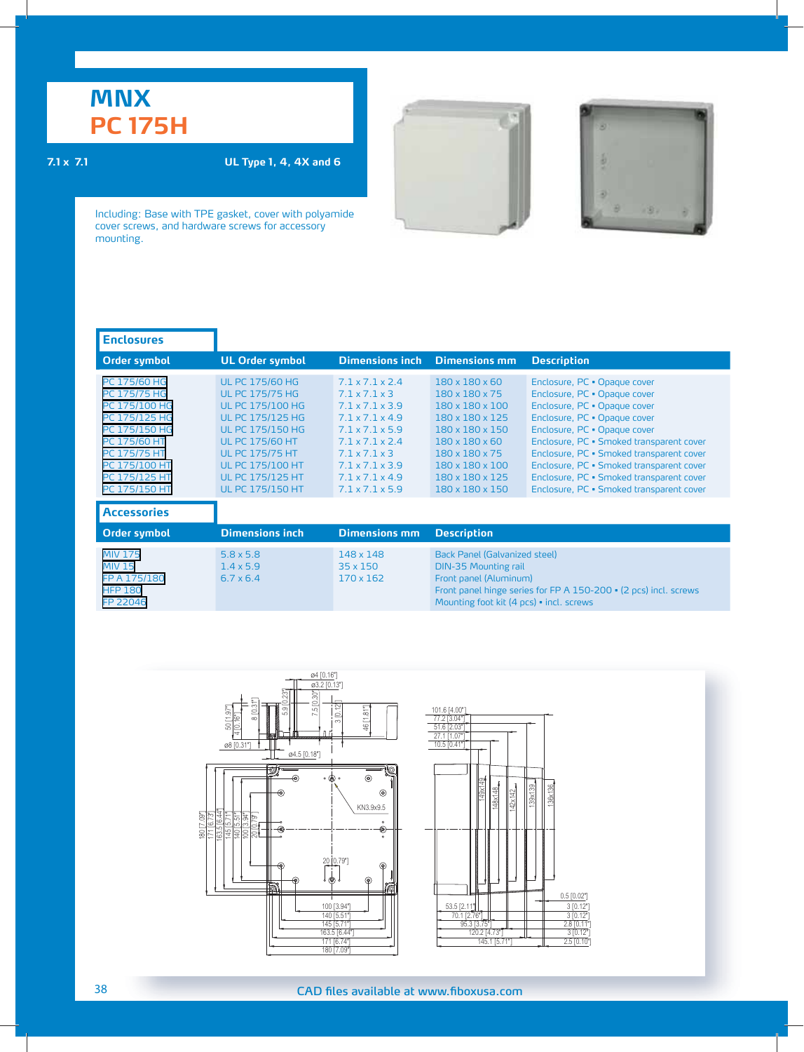# MNX

# PC 175H

7.1 x 7.1

UL Type 1, 4, 4X and 6

Including: Base with TPE gasket, cover with polyamide cover screws, and hardware screws for accessory mounting.

## Enclosures

| Order symbol | UL Order symbol | Dimensions inch | Dimensions mm | Description |
|---|---|---|---|---|
| PC 175/60 HG | UL PC 175/60 HG | 7.1 x 7.1 x 2.4 | 180 x 180 x 60 | Enclosure, PC • Opaque cover |
| PC 175/75 HG | UL PC 175/75 HG | 7.1 x 7.1 x 3 | 180 x 180 x 75 | Enclosure, PC • Opaque cover |
| PC 175/100 HG | UL PC 175/100 HG | 7.1 x 7.1 x 3.9 | 180 x 180 x 100 | Enclosure, PC • Opaque cover |
| PC 175/125 HG | UL PC 175/125 HG | 7.1 x 7.1 x 4.9 | 180 x 180 x 125 | Enclosure, PC • Opaque cover |
| PC 175/150 HG | UL PC 175/150 HG | 7.1 x 7.1 x 5.9 | 180 x 180 x 150 | Enclosure, PC • Opaque cover |
| PC 175/60 HT | UL PC 175/60 HT | 7.1 x 7.1 x 2.4 | 180 x 180 x 60 | Enclosure, PC • Smoked transparent cover |
| PC 175/75 HT | UL PC 175/75 HT | 7.1 x 7.1 x 3 | 180 x 180 x 75 | Enclosure, PC • Smoked transparent cover |
| PC 175/100 HT | UL PC 175/100 HT | 7.1 x 7.1 x 3.9 | 180 x 180 x 100 | Enclosure, PC • Smoked transparent cover |
| PC 175/125 HT | UL PC 175/125 HT | 7.1 x 7.1 x 4.9 | 180 x 180 x 125 | Enclosure, PC • Smoked transparent cover |
| PC 175/150 HT | UL PC 175/150 HT | 7.1 x 7.1 x 5.9 | 180 x 180 x 150 | Enclosure, PC • Smoked transparent cover |

## Accessories

| Order symbol | Dimensions inch | Dimensions mm | Description |
|---|---|---|---|
| MIV 175 | 5.8 x 5.8 | 148 x 148 | Back Panel (Galvanized steel) |
| MIV 15 | 1.4 x 5.9 | 35 x 150 | DIN-35 Mounting rail |
| FP A 175/180 | 6.7 x 6.4 | 170 x 162 | Front panel (Aluminum) |
| HFP 180 | | | Front panel hinge series for FP A 150-200 • (2 pcs) incl. screws |
| FP 22046 | | | Mounting foot kit (4 pcs) • incl. screws |

CAD files available at www.fiboxusa.com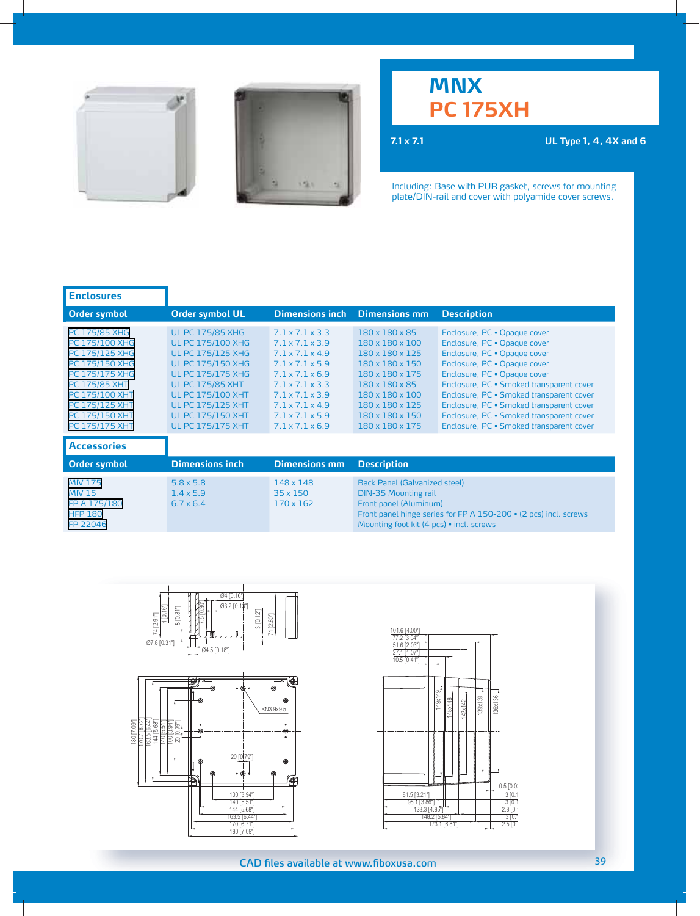# MNX PC 175XH

**7.1 x 7.1** — **UL Type 1, 4, 4X and 6**

Including: Base with PUR gasket, screws for mounting plate/DIN-rail and cover with polyamide cover screws.

## Enclosures

| Order symbol | Order symbol UL | Dimensions inch | Dimensions mm | Description |
|---|---|---|---|---|
| PC 175/85 XHG | UL PC 175/85 XHG | 7.1 x 7.1 x 3.3 | 180 x 180 x 85 | Enclosure, PC • Opaque cover |
| PC 175/100 XHG | UL PC 175/100 XHG | 7.1 x 7.1 x 3.9 | 180 x 180 x 100 | Enclosure, PC • Opaque cover |
| PC 175/125 XHG | UL PC 175/125 XHG | 7.1 x 7.1 x 4.9 | 180 x 180 x 125 | Enclosure, PC • Opaque cover |
| PC 175/150 XHG | UL PC 175/150 XHG | 7.1 x 7.1 x 5.9 | 180 x 180 x 150 | Enclosure, PC • Opaque cover |
| PC 175/175 XHG | UL PC 175/175 XHG | 7.1 x 7.1 x 6.9 | 180 x 180 x 175 | Enclosure, PC • Opaque cover |
| PC 175/85 XHT | UL PC 175/85 XHT | 7.1 x 7.1 x 3.3 | 180 x 180 x 85 | Enclosure, PC • Smoked transparent cover |
| PC 175/100 XHT | UL PC 175/100 XHT | 7.1 x 7.1 x 3.9 | 180 x 180 x 100 | Enclosure, PC • Smoked transparent cover |
| PC 175/125 XHT | UL PC 175/125 XHT | 7.1 x 7.1 x 4.9 | 180 x 180 x 125 | Enclosure, PC • Smoked transparent cover |
| PC 175/150 XHT | UL PC 175/150 XHT | 7.1 x 7.1 x 5.9 | 180 x 180 x 150 | Enclosure, PC • Smoked transparent cover |
| PC 175/175 XHT | UL PC 175/175 XHT | 7.1 x 7.1 x 6.9 | 180 x 180 x 175 | Enclosure, PC • Smoked transparent cover |

## Accessories

| Order symbol | Dimensions inch | Dimensions mm | Description |
|---|---|---|---|
| MIV 175 | 5.8 x 5.8 | 148 x 148 | Back Panel (Galvanized steel) |
| MIV 15 | 1.4 x 5.9 | 35 x 150 | DIN-35 Mounting rail |
| FP A 175/180 | 6.7 x 6.4 | 170 x 162 | Front panel (Aluminum) |
| HFP 180 | | | Front panel hinge series for FP A 150-200 • (2 pcs) incl. screws |
| FP 22046 | | | Mounting foot kit (4 pcs) • incl. screws |

CAD files available at www.fiboxusa.com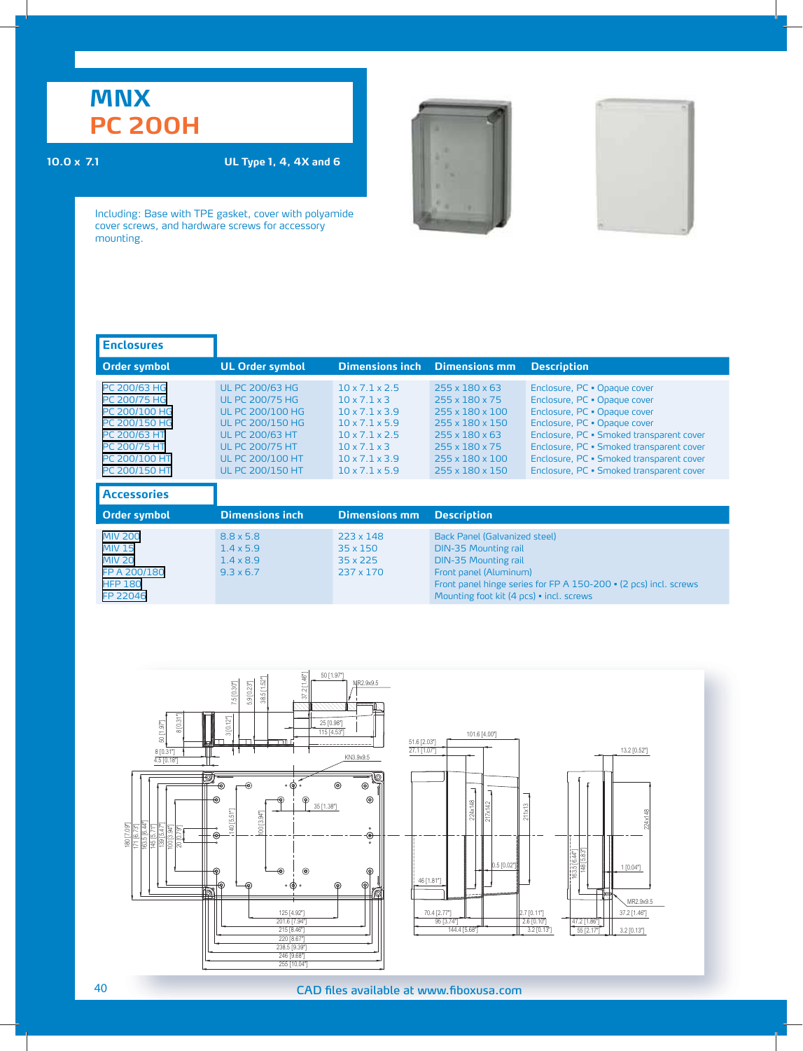# MNX

## PC 200H

10.0 x 7.1

UL Type 1, 4, 4X and 6

Including: Base with TPE gasket, cover with polyamide cover screws, and hardware screws for accessory mounting.

### Enclosures

| Order symbol | UL Order symbol | Dimensions inch | Dimensions mm | Description |
|---|---|---|---|---|
| PC 200/63 HG | UL PC 200/63 HG | 10 x 7.1 x 2.5 | 255 x 180 x 63 | Enclosure, PC • Opaque cover |
| PC 200/75 HG | UL PC 200/75 HG | 10 x 7.1 x 3 | 255 x 180 x 75 | Enclosure, PC • Opaque cover |
| PC 200/100 HG | UL PC 200/100 HG | 10 x 7.1 x 3.9 | 255 x 180 x 100 | Enclosure, PC • Opaque cover |
| PC 200/150 HG | UL PC 200/150 HG | 10 x 7.1 x 5.9 | 255 x 180 x 150 | Enclosure, PC • Opaque cover |
| PC 200/63 HT | UL PC 200/63 HT | 10 x 7.1 x 2.5 | 255 x 180 x 63 | Enclosure, PC • Smoked transparent cover |
| PC 200/75 HT | UL PC 200/75 HT | 10 x 7.1 x 3 | 255 x 180 x 75 | Enclosure, PC • Smoked transparent cover |
| PC 200/100 HT | UL PC 200/100 HT | 10 x 7.1 x 3.9 | 255 x 180 x 100 | Enclosure, PC • Smoked transparent cover |
| PC 200/150 HT | UL PC 200/150 HT | 10 x 7.1 x 5.9 | 255 x 180 x 150 | Enclosure, PC • Smoked transparent cover |

### Accessories

| Order symbol | Dimensions inch | Dimensions mm | Description |
|---|---|---|---|
| MIV 200 | 8.8 x 5.8 | 223 x 148 | Back Panel (Galvanized steel) |
| MIV 15 | 1.4 x 5.9 | 35 x 150 | DIN-35 Mounting rail |
| MIV 20 | 1.4 x 8.9 | 35 x 225 | DIN-35 Mounting rail |
| FP A 200/180 | 9.3 x 6.7 | 237 x 170 | Front panel (Aluminum) |
| HFP 180 | | | Front panel hinge series for FP A 150-200 • (2 pcs) incl. screws |
| FP 22046 | | | Mounting foot kit (4 pcs) • incl. screws |

CAD files available at www.fiboxusa.com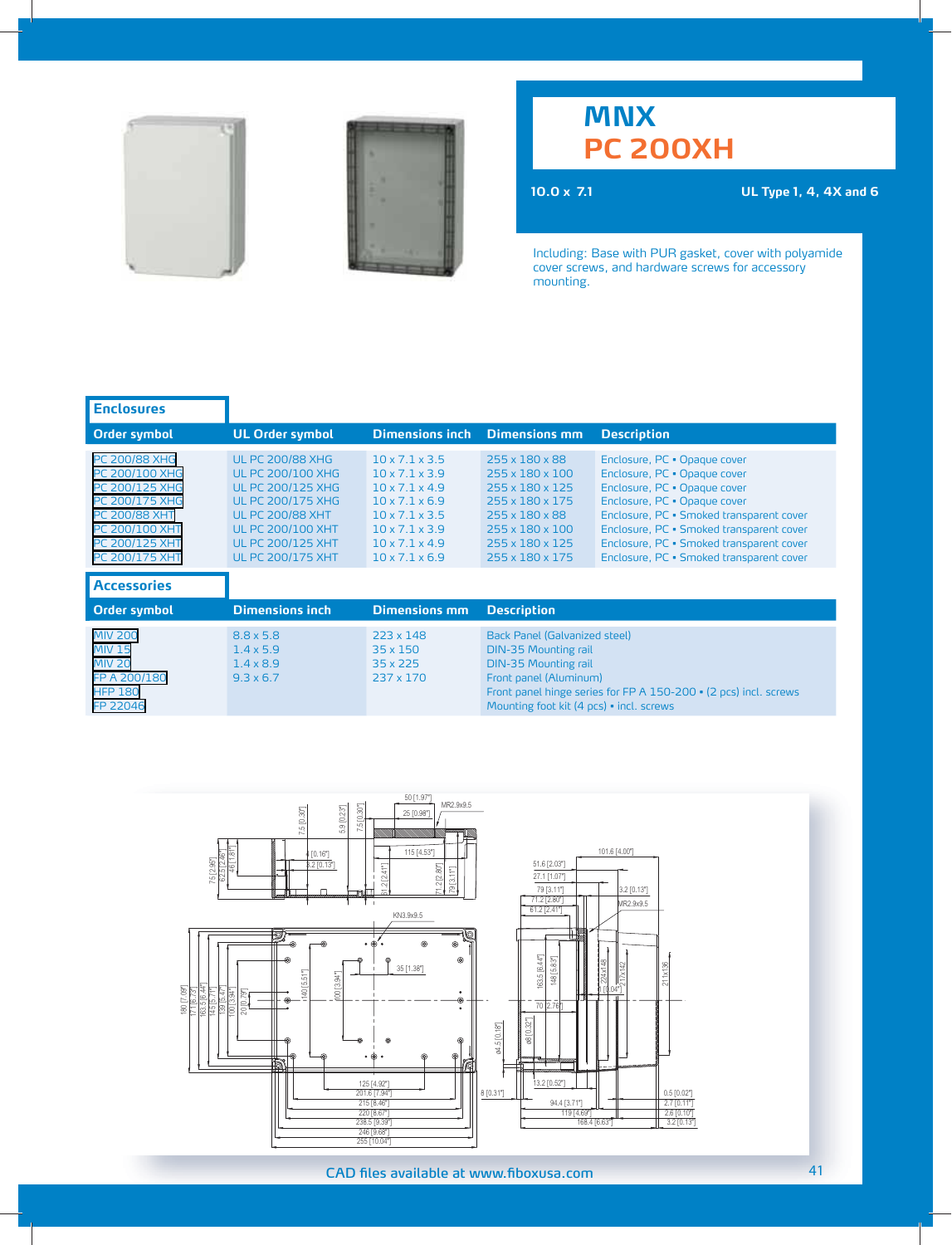# MNX
# PC 200XH

**10.0 x 7.1** **UL Type 1, 4, 4X and 6**

Including: Base with PUR gasket, cover with polyamide cover screws, and hardware screws for accessory mounting.

## Enclosures

| Order symbol | UL Order symbol | Dimensions inch | Dimensions mm | Description |
|---|---|---|---|---|
| PC 200/88 XHG | UL PC 200/88 XHG | 10 x 7.1 x 3.5 | 255 x 180 x 88 | Enclosure, PC • Opaque cover |
| PC 200/100 XHG | UL PC 200/100 XHG | 10 x 7.1 x 3.9 | 255 x 180 x 100 | Enclosure, PC • Opaque cover |
| PC 200/125 XHG | UL PC 200/125 XHG | 10 x 7.1 x 4.9 | 255 x 180 x 125 | Enclosure, PC • Opaque cover |
| PC 200/175 XHG | UL PC 200/175 XHG | 10 x 7.1 x 6.9 | 255 x 180 x 175 | Enclosure, PC • Opaque cover |
| PC 200/88 XHT | UL PC 200/88 XHT | 10 x 7.1 x 3.5 | 255 x 180 x 88 | Enclosure, PC • Smoked transparent cover |
| PC 200/100 XHT | UL PC 200/100 XHT | 10 x 7.1 x 3.9 | 255 x 180 x 100 | Enclosure, PC • Smoked transparent cover |
| PC 200/125 XHT | UL PC 200/125 XHT | 10 x 7.1 x 4.9 | 255 x 180 x 125 | Enclosure, PC • Smoked transparent cover |
| PC 200/175 XHT | UL PC 200/175 XHT | 10 x 7.1 x 6.9 | 255 x 180 x 175 | Enclosure, PC • Smoked transparent cover |

## Accessories

| Order symbol | Dimensions inch | Dimensions mm | Description |
|---|---|---|---|
| MIV 200 | 8.8 x 5.8 | 223 x 148 | Back Panel (Galvanized steel) |
| MIV 15 | 1.4 x 5.9 | 35 x 150 | DIN-35 Mounting rail |
| MIV 20 | 1.4 x 8.9 | 35 x 225 | DIN-35 Mounting rail |
| FP A 200/180 | 9.3 x 6.7 | 237 x 170 | Front panel (Aluminum) |
| HFP 180 | | | Front panel hinge series for FP A 150-200 • (2 pcs) incl. screws |
| FP 22046 | | | Mounting foot kit (4 pcs) • incl. screws |

CAD files available at www.fiboxusa.com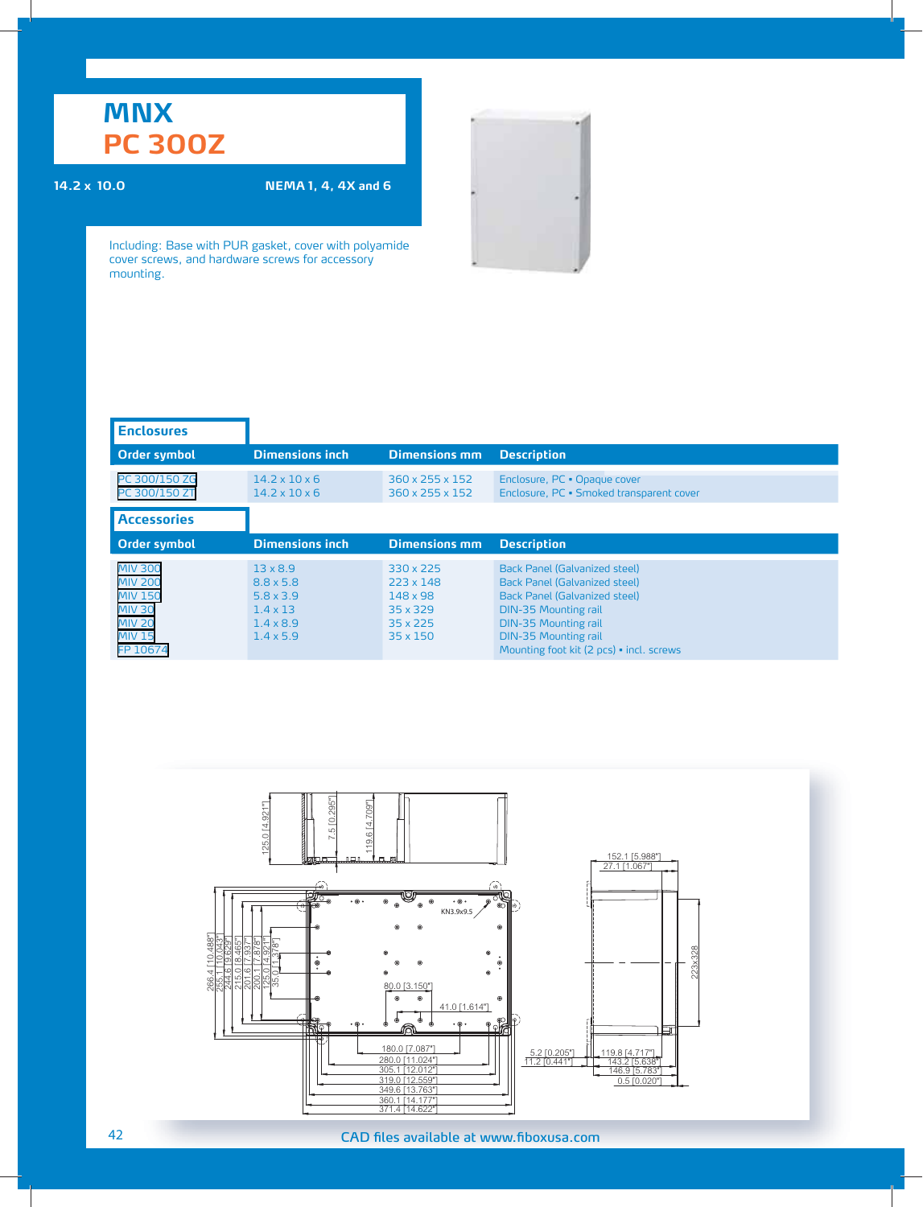# MNX
# PC 300Z

**14.2 x 10.0** **NEMA 1, 4, 4X and 6**

Including: Base with PUR gasket, cover with polyamide cover screws, and hardware screws for accessory mounting.

## Enclosures

| Order symbol | Dimensions inch | Dimensions mm | Description |
|---|---|---|---|
| PC 300/150 ZG | 14.2 x 10 x 6 | 360 x 255 x 152 | Enclosure, PC • Opaque cover |
| PC 300/150 ZT | 14.2 x 10 x 6 | 360 x 255 x 152 | Enclosure, PC • Smoked transparent cover |

## Accessories

| Order symbol | Dimensions inch | Dimensions mm | Description |
|---|---|---|---|
| MIV 300 | 13 x 8.9 | 330 x 225 | Back Panel (Galvanized steel) |
| MIV 200 | 8.8 x 5.8 | 223 x 148 | Back Panel (Galvanized steel) |
| MIV 150 | 5.8 x 3.9 | 148 x 98 | Back Panel (Galvanized steel) |
| MIV 30 | 1.4 x 13 | 35 x 329 | DIN-35 Mounting rail |
| MIV 20 | 1.4 x 8.9 | 35 x 225 | DIN-35 Mounting rail |
| MIV 15 | 1.4 x 5.9 | 35 x 150 | DIN-35 Mounting rail |
| FP 10674 | | | Mounting foot kit (2 pcs) • incl. screws |

CAD files available at www.fiboxusa.com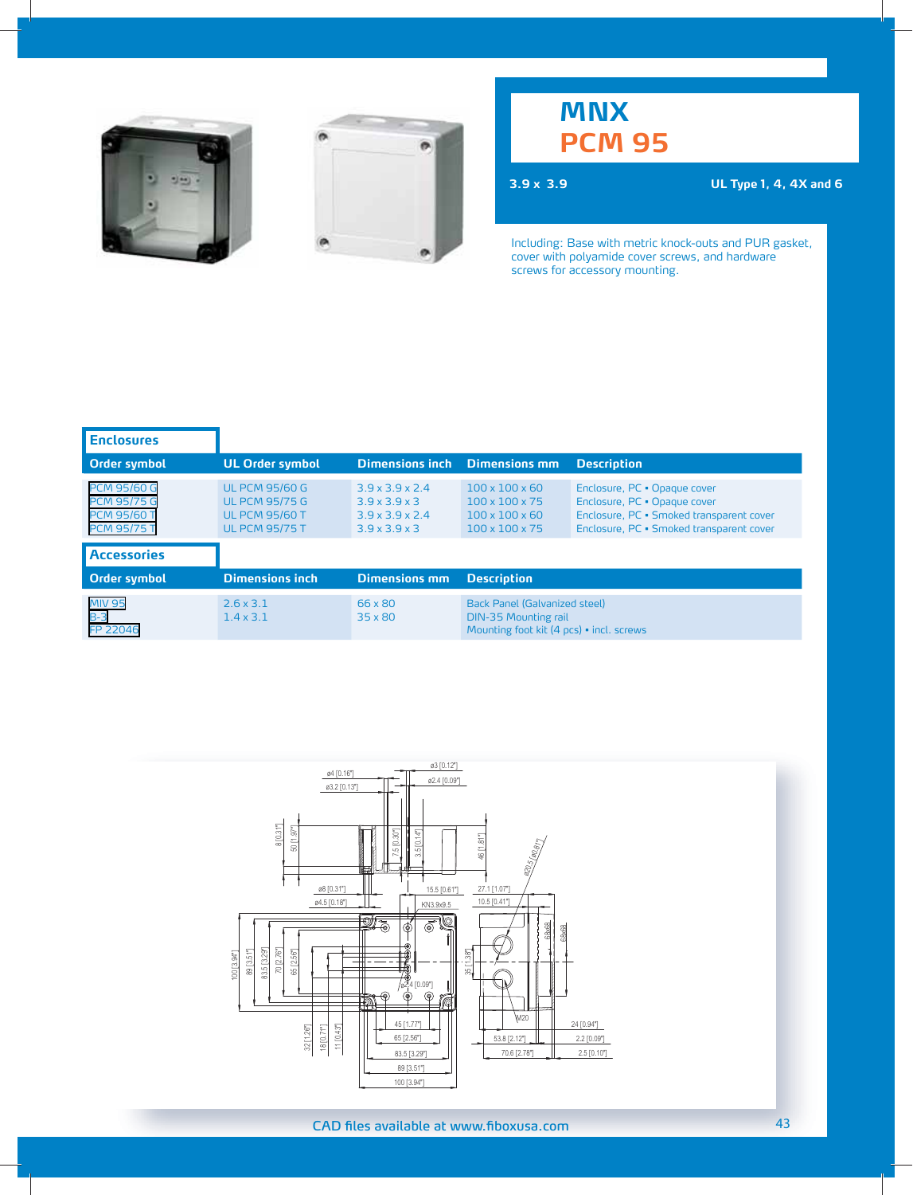# MNX
# PCM 95

**3.9 x 3.9** **UL Type 1, 4, 4X and 6**

Including: Base with metric knock-outs and PUR gasket, cover with polyamide cover screws, and hardware screws for accessory mounting.

## Enclosures

| Order symbol | UL Order symbol | Dimensions inch | Dimensions mm | Description |
|---|---|---|---|---|
| PCM 95/60 G | UL PCM 95/60 G | 3.9 x 3.9 x 2.4 | 100 x 100 x 60 | Enclosure, PC • Opaque cover |
| PCM 95/75 G | UL PCM 95/75 G | 3.9 x 3.9 x 3 | 100 x 100 x 75 | Enclosure, PC • Opaque cover |
| PCM 95/60 T | UL PCM 95/60 T | 3.9 x 3.9 x 2.4 | 100 x 100 x 60 | Enclosure, PC • Smoked transparent cover |
| PCM 95/75 T | UL PCM 95/75 T | 3.9 x 3.9 x 3 | 100 x 100 x 75 | Enclosure, PC • Smoked transparent cover |

## Accessories

| Order symbol | Dimensions inch | Dimensions mm | Description |
|---|---|---|---|
| MIV 95 | 2.6 x 3.1 | 66 x 80 | Back Panel (Galvanized steel) |
| B-3 | 1.4 x 3.1 | 35 x 80 | DIN-35 Mounting rail |
| FP 22046 | | | Mounting foot kit (4 pcs) • incl. screws |

CAD files available at www.fiboxusa.com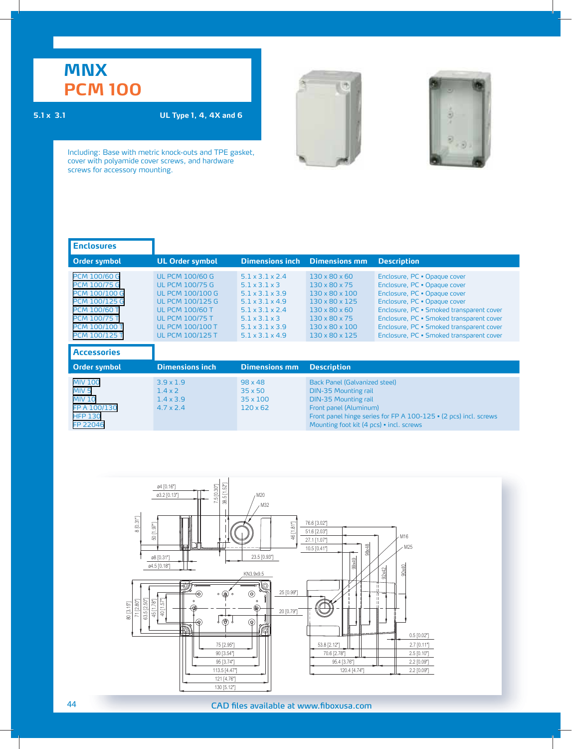# MNX
# PCM 100

**5.1 x 3.1** **UL Type 1, 4, 4X and 6**

Including: Base with metric knock-outs and TPE gasket, cover with polyamide cover screws, and hardware screws for accessory mounting.

## Enclosures

| Order symbol | UL Order symbol | Dimensions inch | Dimensions mm | Description |
|---|---|---|---|---|
| PCM 100/60 G | UL PCM 100/60 G | 5.1 x 3.1 x 2.4 | 130 x 80 x 60 | Enclosure, PC • Opaque cover |
| PCM 100/75 G | UL PCM 100/75 G | 5.1 x 3.1 x 3 | 130 x 80 x 75 | Enclosure, PC • Opaque cover |
| PCM 100/100 G | UL PCM 100/100 G | 5.1 x 3.1 x 3.9 | 130 x 80 x 100 | Enclosure, PC • Opaque cover |
| PCM 100/125 G | UL PCM 100/125 G | 5.1 x 3.1 x 4.9 | 130 x 80 x 125 | Enclosure, PC • Opaque cover |
| PCM 100/60 T | UL PCM 100/60 T | 5.1 x 3.1 x 2.4 | 130 x 80 x 60 | Enclosure, PC • Smoked transparent cover |
| PCM 100/75 T | UL PCM 100/75 T | 5.1 x 3.1 x 3 | 130 x 80 x 75 | Enclosure, PC • Smoked transparent cover |
| PCM 100/100 T | UL PCM 100/100 T | 5.1 x 3.1 x 3.9 | 130 x 80 x 100 | Enclosure, PC • Smoked transparent cover |
| PCM 100/125 T | UL PCM 100/125 T | 5.1 x 3.1 x 4.9 | 130 x 80 x 125 | Enclosure, PC • Smoked transparent cover |

## Accessories

| Order symbol | Dimensions inch | Dimensions mm | Description |
|---|---|---|---|
| MIV 100 | 3.9 x 1.9 | 98 x 48 | Back Panel (Galvanized steel) |
| MIV 5 | 1.4 x 2 | 35 x 50 | DIN-35 Mounting rail |
| MIV 10 | 1.4 x 3.9 | 35 x 100 | DIN-35 Mounting rail |
| FP A 100/130 | 4.7 x 2.4 | 120 x 62 | Front panel (Aluminum) |
| HFP 130 | | | Front panel hinge series for FP A 100-125 • (2 pcs) incl. screws |
| FP 22046 | | | Mounting foot kit (4 pcs) • incl. screws |

CAD files available at www.fiboxusa.com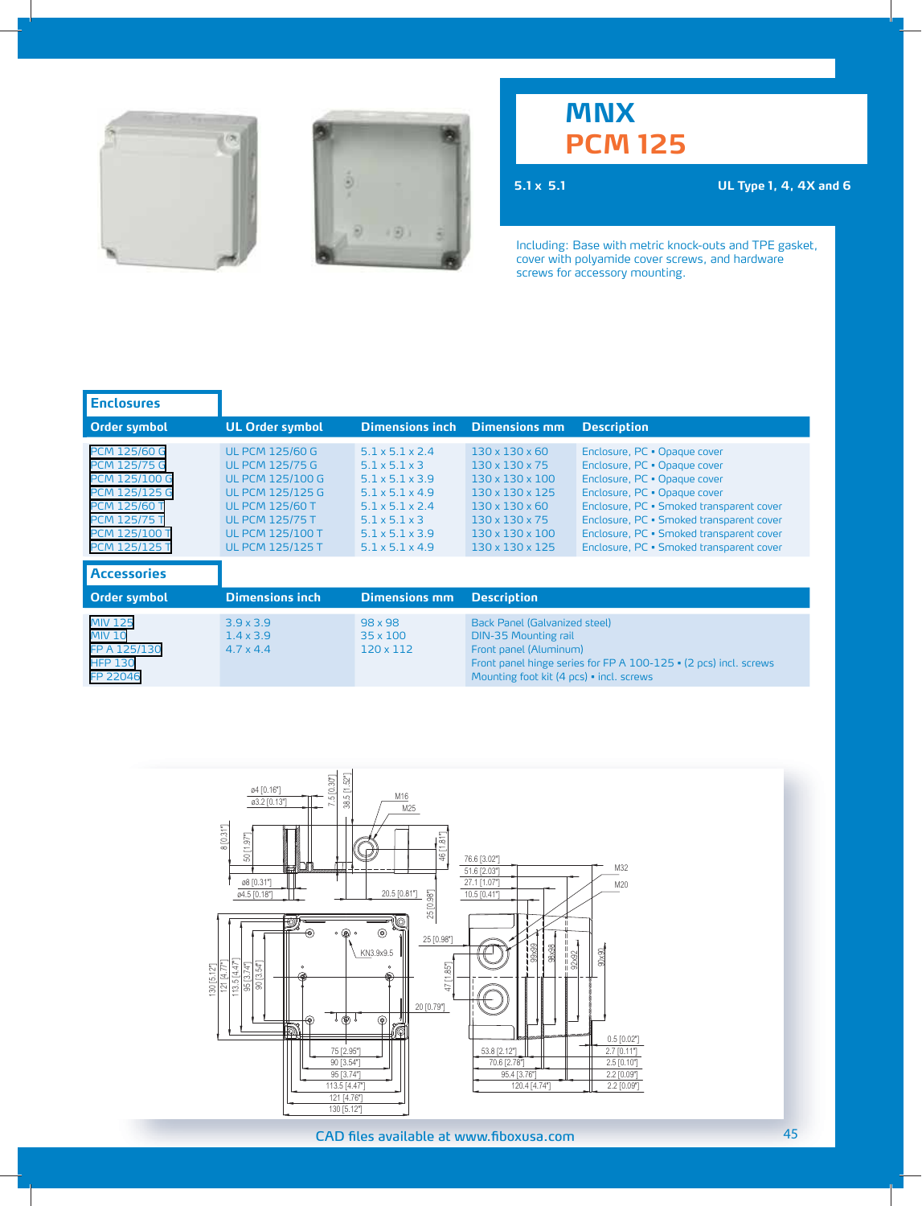# MNX
# PCM 125

5.1 x 5.1

UL Type 1, 4, 4X and 6

Including: Base with metric knock-outs and TPE gasket, cover with polyamide cover screws, and hardware screws for accessory mounting.

## Enclosures

| Order symbol | UL Order symbol | Dimensions inch | Dimensions mm | Description |
|---|---|---|---|---|
| PCM 125/60 G | UL PCM 125/60 G | 5.1 x 5.1 x 2.4 | 130 x 130 x 60 | Enclosure, PC • Opaque cover |
| PCM 125/75 G | UL PCM 125/75 G | 5.1 x 5.1 x 3 | 130 x 130 x 75 | Enclosure, PC • Opaque cover |
| PCM 125/100 G | UL PCM 125/100 G | 5.1 x 5.1 x 3.9 | 130 x 130 x 100 | Enclosure, PC • Opaque cover |
| PCM 125/125 G | UL PCM 125/125 G | 5.1 x 5.1 x 4.9 | 130 x 130 x 125 | Enclosure, PC • Opaque cover |
| PCM 125/60 T | UL PCM 125/60 T | 5.1 x 5.1 x 2.4 | 130 x 130 x 60 | Enclosure, PC • Smoked transparent cover |
| PCM 125/75 T | UL PCM 125/75 T | 5.1 x 5.1 x 3 | 130 x 130 x 75 | Enclosure, PC • Smoked transparent cover |
| PCM 125/100 T | UL PCM 125/100 T | 5.1 x 5.1 x 3.9 | 130 x 130 x 100 | Enclosure, PC • Smoked transparent cover |
| PCM 125/125 T | UL PCM 125/125 T | 5.1 x 5.1 x 4.9 | 130 x 130 x 125 | Enclosure, PC • Smoked transparent cover |

## Accessories

| Order symbol | Dimensions inch | Dimensions mm | Description |
|---|---|---|---|
| MIV 125 | 3.9 x 3.9 | 98 x 98 | Back Panel (Galvanized steel) |
| MIV 10 | 1.4 x 3.9 | 35 x 100 | DIN-35 Mounting rail |
| FP A 125/130 | 4.7 x 4.4 | 120 x 112 | Front panel (Aluminum) |
| HFP 130 | | | Front panel hinge series for FP A 100-125 • (2 pcs) incl. screws |
| FP 22046 | | | Mounting foot kit (4 pcs) • incl. screws |

CAD files available at www.fiboxusa.com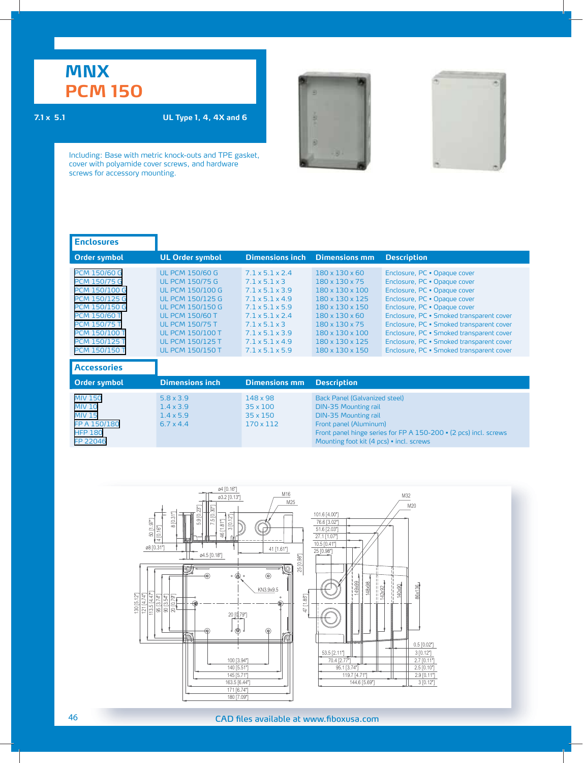# MNX
# PCM 150

7.1 x 5.1

UL Type 1, 4, 4X and 6

Including: Base with metric knock-outs and TPE gasket, cover with polyamide cover screws, and hardware screws for accessory mounting.

## Enclosures

| Order symbol | UL Order symbol | Dimensions inch | Dimensions mm | Description |
|---|---|---|---|---|
| PCM 150/60 G | UL PCM 150/60 G | 7.1 x 5.1 x 2.4 | 180 x 130 x 60 | Enclosure, PC • Opaque cover |
| PCM 150/75 G | UL PCM 150/75 G | 7.1 x 5.1 x 3 | 180 x 130 x 75 | Enclosure, PC • Opaque cover |
| PCM 150/100 G | UL PCM 150/100 G | 7.1 x 5.1 x 3.9 | 180 x 130 x 100 | Enclosure, PC • Opaque cover |
| PCM 150/125 G | UL PCM 150/125 G | 7.1 x 5.1 x 4.9 | 180 x 130 x 125 | Enclosure, PC • Opaque cover |
| PCM 150/150 G | UL PCM 150/150 G | 7.1 x 5.1 x 5.9 | 180 x 130 x 150 | Enclosure, PC • Opaque cover |
| PCM 150/60 T | UL PCM 150/60 T | 7.1 x 5.1 x 2.4 | 180 x 130 x 60 | Enclosure, PC • Smoked transparent cover |
| PCM 150/75 T | UL PCM 150/75 T | 7.1 x 5.1 x 3 | 180 x 130 x 75 | Enclosure, PC • Smoked transparent cover |
| PCM 150/100 T | UL PCM 150/100 T | 7.1 x 5.1 x 3.9 | 180 x 130 x 100 | Enclosure, PC • Smoked transparent cover |
| PCM 150/125 T | UL PCM 150/125 T | 7.1 x 5.1 x 4.9 | 180 x 130 x 125 | Enclosure, PC • Smoked transparent cover |
| PCM 150/150 T | UL PCM 150/150 T | 7.1 x 5.1 x 5.9 | 180 x 130 x 150 | Enclosure, PC • Smoked transparent cover |

## Accessories

| Order symbol | Dimensions inch | Dimensions mm | Description |
|---|---|---|---|
| MIV 150 | 5.8 x 3.9 | 148 x 98 | Back Panel (Galvanized steel) |
| MIV 10 | 1.4 x 3.9 | 35 x 100 | DIN-35 Mounting rail |
| MIV 15 | 1.4 x 5.9 | 35 x 150 | DIN-35 Mounting rail |
| FP A 150/180 | 6.7 x 4.4 | 170 x 112 | Front panel (Aluminum) |
| HFP 180 | | | Front panel hinge series for FP A 150-200 • (2 pcs) incl. screws |
| FP 22046 | | | Mounting foot kit (4 pcs) • incl. screws |

CAD files available at www.fiboxusa.com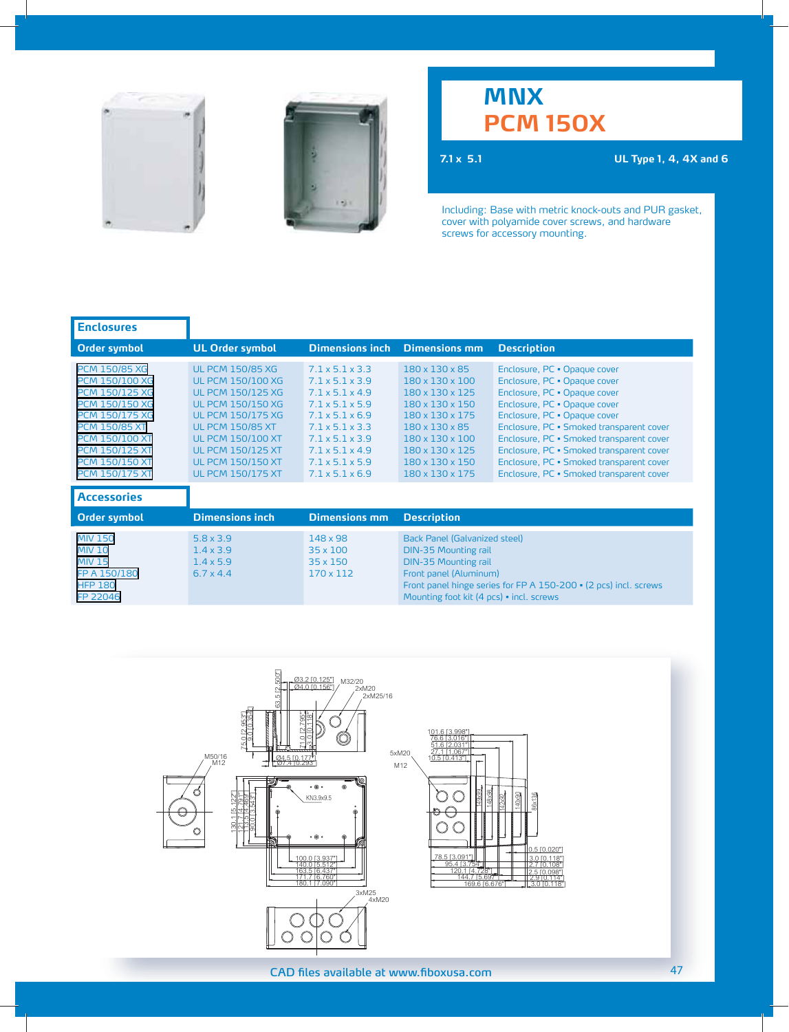# MNX
# PCM 150X

**7.1 x 5.1** **UL Type 1, 4, 4X and 6**

Including: Base with metric knock-outs and PUR gasket, cover with polyamide cover screws, and hardware screws for accessory mounting.

## Enclosures

| Order symbol | UL Order symbol | Dimensions inch | Dimensions mm | Description |
|---|---|---|---|---|
| PCM 150/85 XG | UL PCM 150/85 XG | 7.1 x 5.1 x 3.3 | 180 x 130 x 85 | Enclosure, PC • Opaque cover |
| PCM 150/100 XG | UL PCM 150/100 XG | 7.1 x 5.1 x 3.9 | 180 x 130 x 100 | Enclosure, PC • Opaque cover |
| PCM 150/125 XG | UL PCM 150/125 XG | 7.1 x 5.1 x 4.9 | 180 x 130 x 125 | Enclosure, PC • Opaque cover |
| PCM 150/150 XG | UL PCM 150/150 XG | 7.1 x 5.1 x 5.9 | 180 x 130 x 150 | Enclosure, PC • Opaque cover |
| PCM 150/175 XG | UL PCM 150/175 XG | 7.1 x 5.1 x 6.9 | 180 x 130 x 175 | Enclosure, PC • Opaque cover |
| PCM 150/85 XT | UL PCM 150/85 XT | 7.1 x 5.1 x 3.3 | 180 x 130 x 85 | Enclosure, PC • Smoked transparent cover |
| PCM 150/100 XT | UL PCM 150/100 XT | 7.1 x 5.1 x 3.9 | 180 x 130 x 100 | Enclosure, PC • Smoked transparent cover |
| PCM 150/125 XT | UL PCM 150/125 XT | 7.1 x 5.1 x 4.9 | 180 x 130 x 125 | Enclosure, PC • Smoked transparent cover |
| PCM 150/150 XT | UL PCM 150/150 XT | 7.1 x 5.1 x 5.9 | 180 x 130 x 150 | Enclosure, PC • Smoked transparent cover |
| PCM 150/175 XT | UL PCM 150/175 XT | 7.1 x 5.1 x 6.9 | 180 x 130 x 175 | Enclosure, PC • Smoked transparent cover |

## Accessories

| Order symbol | Dimensions inch | Dimensions mm | Description |
|---|---|---|---|
| MIV 150 | 5.8 x 3.9 | 148 x 98 | Back Panel (Galvanized steel) |
| MIV 10 | 1.4 x 3.9 | 35 x 100 | DIN-35 Mounting rail |
| MIV 15 | 1.4 x 5.9 | 35 x 150 | DIN-35 Mounting rail |
| FP A 150/180 | 6.7 x 4.4 | 170 x 112 | Front panel (Aluminum) |
| HFP 180 | | | Front panel hinge series for FP A 150-200 • (2 pcs) incl. screws |
| FP 22046 | | | Mounting foot kit (4 pcs) • incl. screws |

CAD files available at www.fiboxusa.com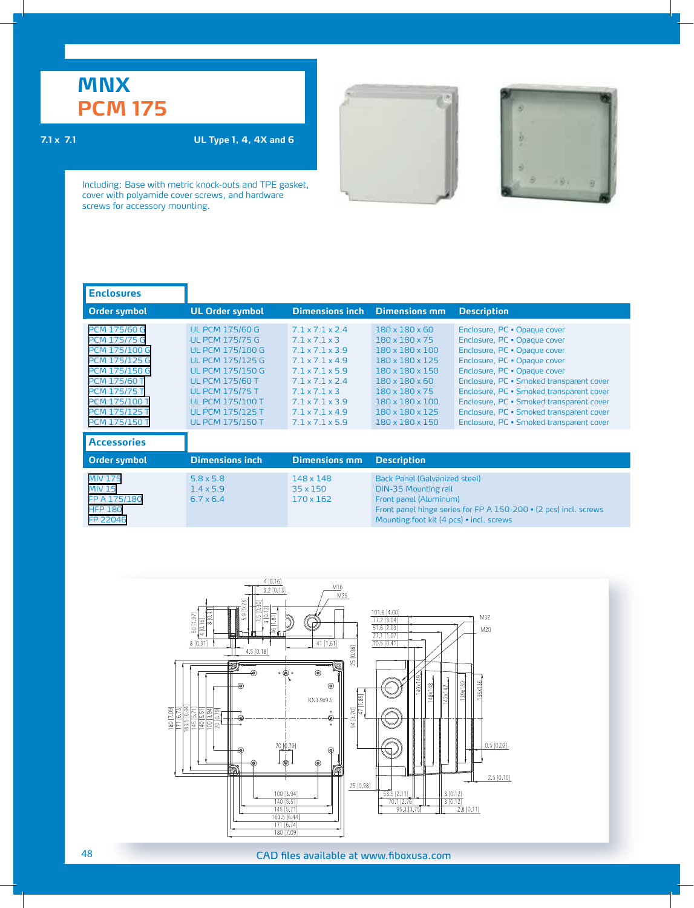# MNX
# PCM 175

7.1 x 7.1

UL Type 1, 4, 4X and 6

Including: Base with metric knock-outs and TPE gasket, cover with polyamide cover screws, and hardware screws for accessory mounting.

## Enclosures

| Order symbol | UL Order symbol | Dimensions inch | Dimensions mm | Description |
|---|---|---|---|---|
| PCM 175/60 G | UL PCM 175/60 G | 7.1 x 7.1 x 2.4 | 180 x 180 x 60 | Enclosure, PC • Opaque cover |
| PCM 175/75 G | UL PCM 175/75 G | 7.1 x 7.1 x 3 | 180 x 180 x 75 | Enclosure, PC • Opaque cover |
| PCM 175/100 G | UL PCM 175/100 G | 7.1 x 7.1 x 3.9 | 180 x 180 x 100 | Enclosure, PC • Opaque cover |
| PCM 175/125 G | UL PCM 175/125 G | 7.1 x 7.1 x 4.9 | 180 x 180 x 125 | Enclosure, PC • Opaque cover |
| PCM 175/150 G | UL PCM 175/150 G | 7.1 x 7.1 x 5.9 | 180 x 180 x 150 | Enclosure, PC • Opaque cover |
| PCM 175/60 T | UL PCM 175/60 T | 7.1 x 7.1 x 2.4 | 180 x 180 x 60 | Enclosure, PC • Smoked transparent cover |
| PCM 175/75 T | UL PCM 175/75 T | 7.1 x 7.1 x 3 | 180 x 180 x 75 | Enclosure, PC • Smoked transparent cover |
| PCM 175/100 T | UL PCM 175/100 T | 7.1 x 7.1 x 3.9 | 180 x 180 x 100 | Enclosure, PC • Smoked transparent cover |
| PCM 175/125 T | UL PCM 175/125 T | 7.1 x 7.1 x 4.9 | 180 x 180 x 125 | Enclosure, PC • Smoked transparent cover |
| PCM 175/150 T | UL PCM 175/150 T | 7.1 x 7.1 x 5.9 | 180 x 180 x 150 | Enclosure, PC • Smoked transparent cover |

## Accessories

| Order symbol | Dimensions inch | Dimensions mm | Description |
|---|---|---|---|
| MIV 175 | 5.8 x 5.8 | 148 x 148 | Back Panel (Galvanized steel) |
| MIV 15 | 1.4 x 5.9 | 35 x 150 | DIN-35 Mounting rail |
| FP A 175/180 | 6.7 x 6.4 | 170 x 162 | Front panel (Aluminum) |
| HFP 180 | | | Front panel hinge series for FP A 150-200 • (2 pcs) incl. screws |
| FP 22046 | | | Mounting foot kit (4 pcs) • incl. screws |

CAD files available at www.fiboxusa.com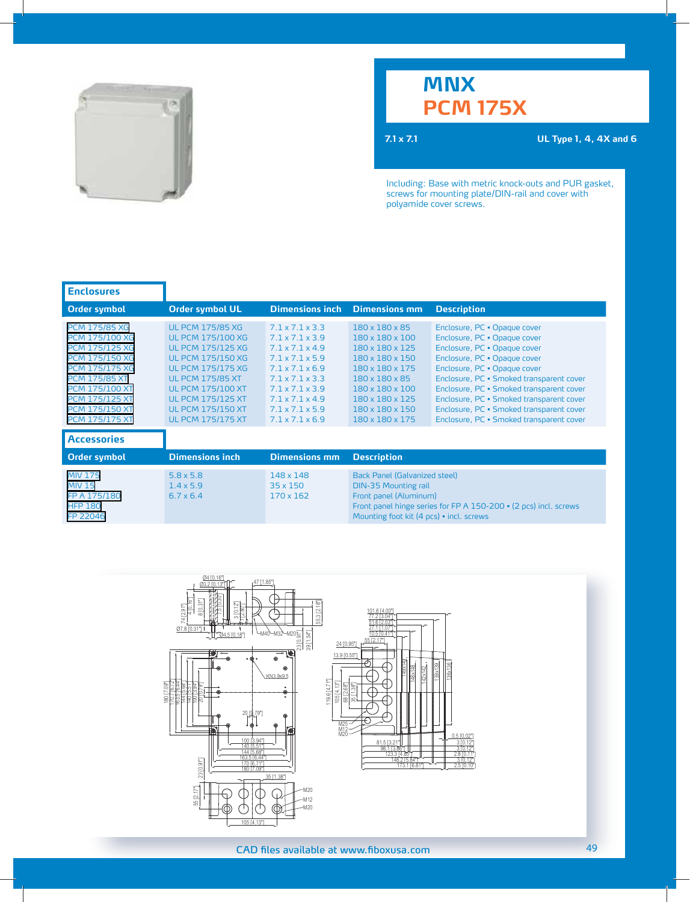# MNX
# PCM 175X

**7.1 x 7.1** **UL Type 1, 4, 4X and 6**

Including: Base with metric knock-outs and PUR gasket, screws for mounting plate/DIN-rail and cover with polyamide cover screws.

## Enclosures

| Order symbol | Order symbol UL | Dimensions inch | Dimensions mm | Description |
|---|---|---|---|---|
| PCM 175/85 XG | UL PCM 175/85 XG | 7.1 x 7.1 x 3.3 | 180 x 180 x 85 | Enclosure, PC • Opaque cover |
| PCM 175/100 XG | UL PCM 175/100 XG | 7.1 x 7.1 x 3.9 | 180 x 180 x 100 | Enclosure, PC • Opaque cover |
| PCM 175/125 XG | UL PCM 175/125 XG | 7.1 x 7.1 x 4.9 | 180 x 180 x 125 | Enclosure, PC • Opaque cover |
| PCM 175/150 XG | UL PCM 175/150 XG | 7.1 x 7.1 x 5.9 | 180 x 180 x 150 | Enclosure, PC • Opaque cover |
| PCM 175/175 XG | UL PCM 175/175 XG | 7.1 x 7.1 x 6.9 | 180 x 180 x 175 | Enclosure, PC • Opaque cover |
| PCM 175/85 XT | UL PCM 175/85 XT | 7.1 x 7.1 x 3.3 | 180 x 180 x 85 | Enclosure, PC • Smoked transparent cover |
| PCM 175/100 XT | UL PCM 175/100 XT | 7.1 x 7.1 x 3.9 | 180 x 180 x 100 | Enclosure, PC • Smoked transparent cover |
| PCM 175/125 XT | UL PCM 175/125 XT | 7.1 x 7.1 x 4.9 | 180 x 180 x 125 | Enclosure, PC • Smoked transparent cover |
| PCM 175/150 XT | UL PCM 175/150 XT | 7.1 x 7.1 x 5.9 | 180 x 180 x 150 | Enclosure, PC • Smoked transparent cover |
| PCM 175/175 XT | UL PCM 175/175 XT | 7.1 x 7.1 x 6.9 | 180 x 180 x 175 | Enclosure, PC • Smoked transparent cover |

## Accessories

| Order symbol | Dimensions inch | Dimensions mm | Description |
|---|---|---|---|
| MIV 175 | 5.8 x 5.8 | 148 x 148 | Back Panel (Galvanized steel) |
| MIV 15 | 1.4 x 5.9 | 35 x 150 | DIN-35 Mounting rail |
| FP A 175/180 | 6.7 x 6.4 | 170 x 162 | Front panel (Aluminum) |
| HFP 180 | | | Front panel hinge series for FP A 150-200 • (2 pcs) incl. screws |
| FP 22046 | | | Mounting foot kit (4 pcs) • incl. screws |

CAD files available at www.fiboxusa.com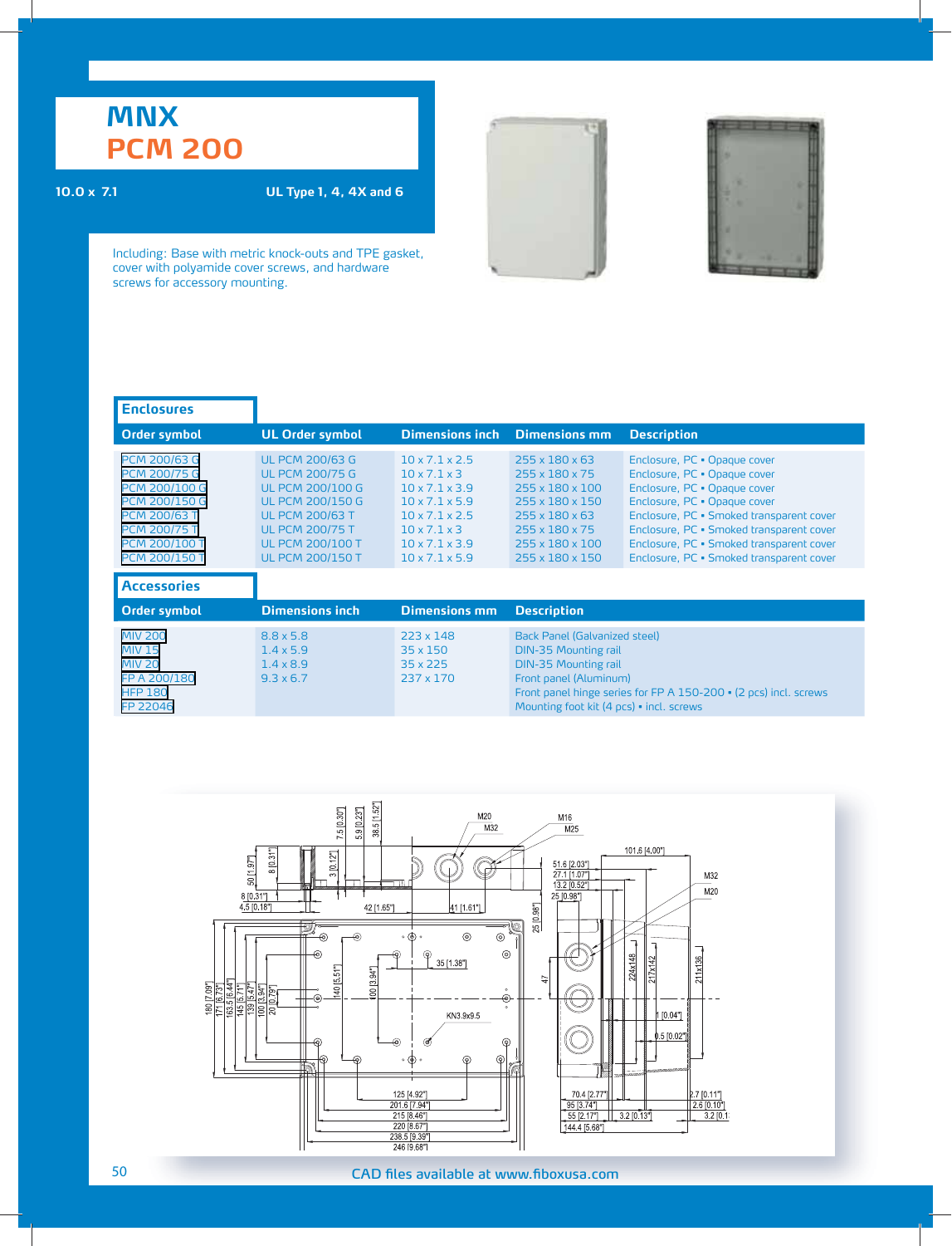# MNX
# PCM 200

**10.0 x 7.1** — **UL Type 1, 4, 4X and 6**

Including: Base with metric knock-outs and TPE gasket, cover with polyamide cover screws, and hardware screws for accessory mounting.

## Enclosures

| Order symbol | UL Order symbol | Dimensions inch | Dimensions mm | Description |
|---|---|---|---|---|
| PCM 200/63 G | UL PCM 200/63 G | 10 x 7.1 x 2.5 | 255 x 180 x 63 | Enclosure, PC • Opaque cover |
| PCM 200/75 G | UL PCM 200/75 G | 10 x 7.1 x 3 | 255 x 180 x 75 | Enclosure, PC • Opaque cover |
| PCM 200/100 G | UL PCM 200/100 G | 10 x 7.1 x 3.9 | 255 x 180 x 100 | Enclosure, PC • Opaque cover |
| PCM 200/150 G | UL PCM 200/150 G | 10 x 7.1 x 5.9 | 255 x 180 x 150 | Enclosure, PC • Opaque cover |
| PCM 200/63 T | UL PCM 200/63 T | 10 x 7.1 x 2.5 | 255 x 180 x 63 | Enclosure, PC • Smoked transparent cover |
| PCM 200/75 T | UL PCM 200/75 T | 10 x 7.1 x 3 | 255 x 180 x 75 | Enclosure, PC • Smoked transparent cover |
| PCM 200/100 T | UL PCM 200/100 T | 10 x 7.1 x 3.9 | 255 x 180 x 100 | Enclosure, PC • Smoked transparent cover |
| PCM 200/150 T | UL PCM 200/150 T | 10 x 7.1 x 5.9 | 255 x 180 x 150 | Enclosure, PC • Smoked transparent cover |

## Accessories

| Order symbol | Dimensions inch | Dimensions mm | Description |
|---|---|---|---|
| MIV 200 | 8.8 x 5.8 | 223 x 148 | Back Panel (Galvanized steel) |
| MIV 15 | 1.4 x 5.9 | 35 x 150 | DIN-35 Mounting rail |
| MIV 20 | 1.4 x 8.9 | 35 x 225 | DIN-35 Mounting rail |
| FP A 200/180 | 9.3 x 6.7 | 237 x 170 | Front panel (Aluminum) |
| HFP 180 | | | Front panel hinge series for FP A 150-200 • (2 pcs) incl. screws |
| FP 22046 | | | Mounting foot kit (4 pcs) • incl. screws |

CAD files available at www.fiboxusa.com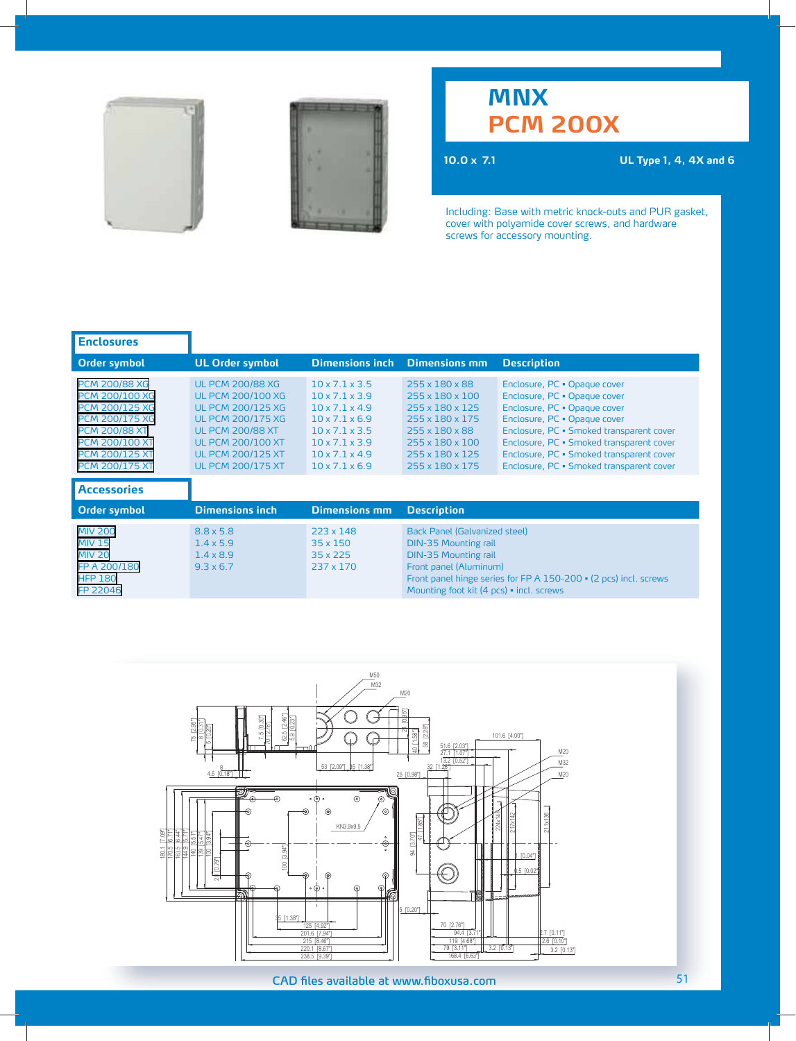# MNX
# PCM 200X

10.0 x 7.1 UL Type 1, 4, 4X and 6

Including: Base with metric knock-outs and PUR gasket, cover with polyamide cover screws, and hardware screws for accessory mounting.

## Enclosures

| Order symbol | UL Order symbol | Dimensions inch | Dimensions mm | Description |
|---|---|---|---|---|
| PCM 200/88 XG | UL PCM 200/88 XG | 10 x 7.1 x 3.5 | 255 x 180 x 88 | Enclosure, PC • Opaque cover |
| PCM 200/100 XG | UL PCM 200/100 XG | 10 x 7.1 x 3.9 | 255 x 180 x 100 | Enclosure, PC • Opaque cover |
| PCM 200/125 XG | UL PCM 200/125 XG | 10 x 7.1 x 4.9 | 255 x 180 x 125 | Enclosure, PC • Opaque cover |
| PCM 200/175 XG | UL PCM 200/175 XG | 10 x 7.1 x 6.9 | 255 x 180 x 175 | Enclosure, PC • Opaque cover |
| PCM 200/88 XT | UL PCM 200/88 XT | 10 x 7.1 x 3.5 | 255 x 180 x 88 | Enclosure, PC • Smoked transparent cover |
| PCM 200/100 XT | UL PCM 200/100 XT | 10 x 7.1 x 3.9 | 255 x 180 x 100 | Enclosure, PC • Smoked transparent cover |
| PCM 200/125 XT | UL PCM 200/125 XT | 10 x 7.1 x 4.9 | 255 x 180 x 125 | Enclosure, PC • Smoked transparent cover |
| PCM 200/175 XT | UL PCM 200/175 XT | 10 x 7.1 x 6.9 | 255 x 180 x 175 | Enclosure, PC • Smoked transparent cover |

## Accessories

| Order symbol | Dimensions inch | Dimensions mm | Description |
|---|---|---|---|
| MIV 200 | 8.8 x 5.8 | 223 x 148 | Back Panel (Galvanized steel) |
| MIV 15 | 1.4 x 5.9 | 35 x 150 | DIN-35 Mounting rail |
| MIV 20 | 1.4 x 8.9 | 35 x 225 | DIN-35 Mounting rail |
| FP A 200/180 | 9.3 x 6.7 | 237 x 170 | Front panel (Aluminum) |
| HFP 180 | | | Front panel hinge series for FP A 150-200 • (2 pcs) incl. screws |
| FP 22046 | | | Mounting foot kit (4 pcs) • incl. screws |

CAD files available at www.fiboxusa.com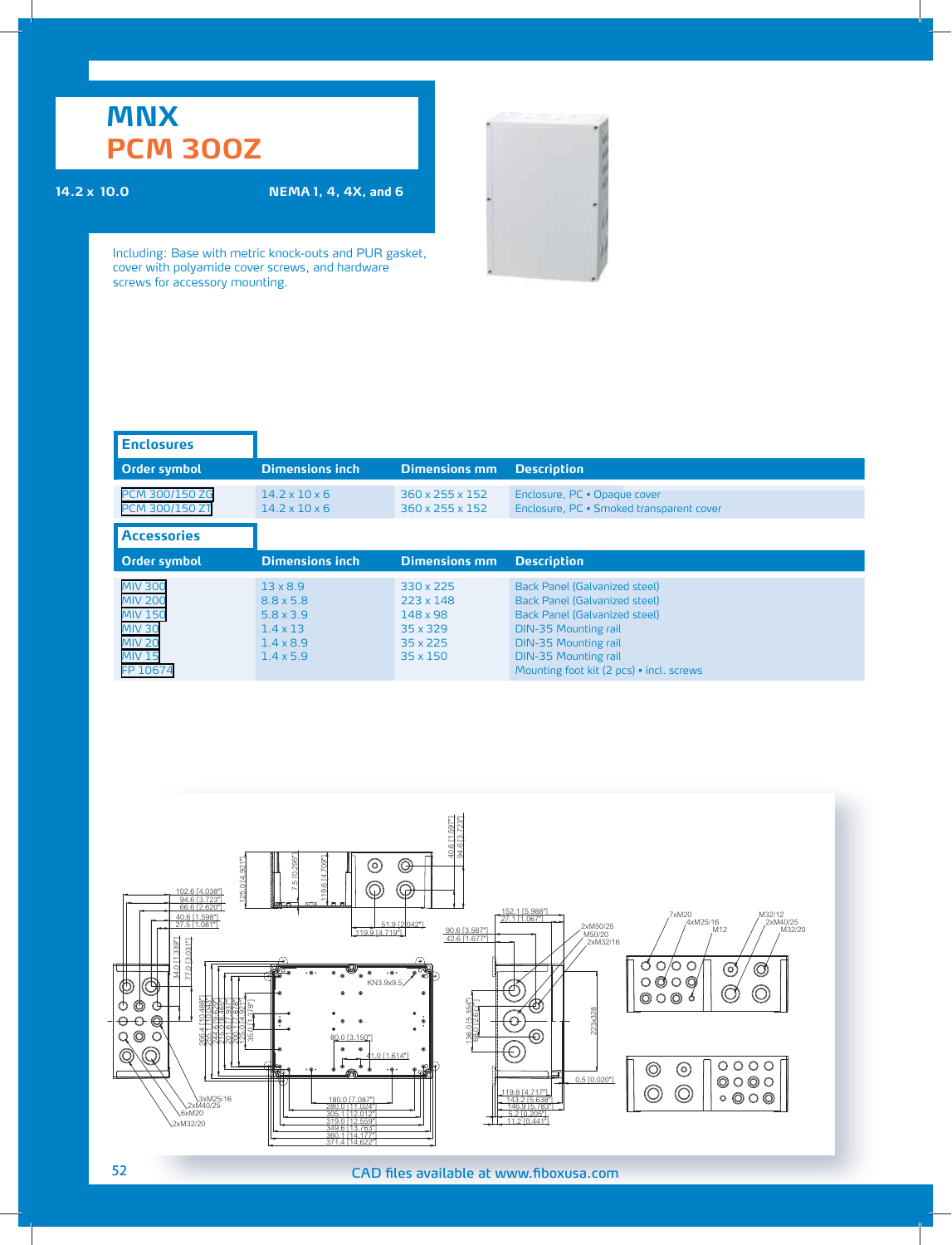# MNX
# PCM 300Z

**14.2 x 10.0** **NEMA 1, 4, 4X, and 6**

Including: Base with metric knock-outs and PUR gasket, cover with polyamide cover screws, and hardware screws for accessory mounting.

## Enclosures

| Order symbol | Dimensions inch | Dimensions mm | Description |
|---|---|---|---|
| PCM 300/150 ZG | 14.2 x 10 x 6 | 360 x 255 x 152 | Enclosure, PC • Opaque cover |
| PCM 300/150 ZT | 14.2 x 10 x 6 | 360 x 255 x 152 | Enclosure, PC • Smoked transparent cover |

## Accessories

| Order symbol | Dimensions inch | Dimensions mm | Description |
|---|---|---|---|
| MIV 300 | 13 x 8.9 | 330 x 225 | Back Panel (Galvanized steel) |
| MIV 200 | 8.8 x 5.8 | 223 x 148 | Back Panel (Galvanized steel) |
| MIV 150 | 5.8 x 3.9 | 148 x 98 | Back Panel (Galvanized steel) |
| MIV 30 | 1.4 x 13 | 35 x 329 | DIN-35 Mounting rail |
| MIV 20 | 1.4 x 8.9 | 35 x 225 | DIN-35 Mounting rail |
| MIV 15 | 1.4 x 5.9 | 35 x 150 | DIN-35 Mounting rail |
| FP 10674 | | | Mounting foot kit (2 pcs) • incl. screws |

CAD files available at www.fiboxusa.com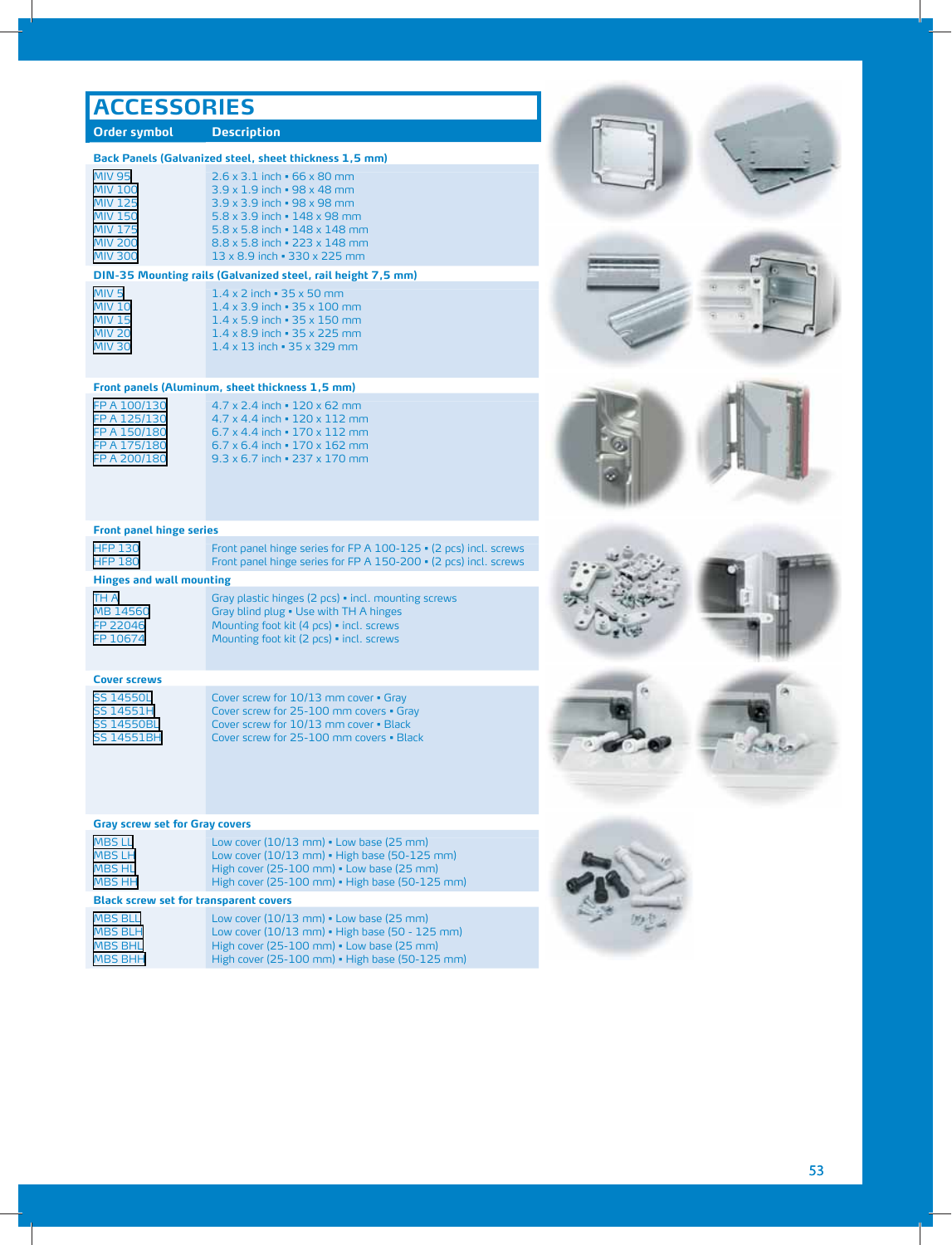# ACCESSORIES

| Order symbol | Description |
|---|---|
| **Back Panels (Galvanized steel, sheet thickness 1,5 mm)** | |
| MIV 95 | 2.6 x 3.1 inch • 66 x 80 mm |
| MIV 100 | 3.9 x 1.9 inch • 98 x 48 mm |
| MIV 125 | 3.9 x 3.9 inch • 98 x 98 mm |
| MIV 150 | 5.8 x 3.9 inch • 148 x 98 mm |
| MIV 175 | 5.8 x 5.8 inch • 148 x 148 mm |
| MIV 200 | 8.8 x 5.8 inch • 223 x 148 mm |
| MIV 300 | 13 x 8.9 inch • 330 x 225 mm |
| **DIN-35 Mounting rails (Galvanized steel, rail height 7,5 mm)** | |
| MIV 5 | 1.4 x 2 inch • 35 x 50 mm |
| MIV 10 | 1.4 x 3.9 inch • 35 x 100 mm |
| MIV 15 | 1.4 x 5.9 inch • 35 x 150 mm |
| MIV 20 | 1.4 x 8.9 inch • 35 x 225 mm |
| MIV 30 | 1.4 x 13 inch • 35 x 329 mm |
| **Front panels (Aluminum, sheet thickness 1,5 mm)** | |
| FP A 100/130 | 4.7 x 2.4 inch • 120 x 62 mm |
| FP A 125/130 | 4.7 x 4.4 inch • 120 x 112 mm |
| FP A 150/180 | 6.7 x 4.4 inch • 170 x 112 mm |
| FP A 175/180 | 6.7 x 6.4 inch • 170 x 162 mm |
| FP A 200/180 | 9.3 x 6.7 inch • 237 x 170 mm |
| **Front panel hinge series** | |
| HFP 130 | Front panel hinge series for FP A 100-125 • (2 pcs) incl. screws |
| HFP 180 | Front panel hinge series for FP A 150-200 • (2 pcs) incl. screws |
| **Hinges and wall mounting** | |
| TH A | Gray plastic hinges (2 pcs) • incl. mounting screws |
| MB 14560 | Gray blind plug • Use with TH A hinges |
| FP 22046 | Mounting foot kit (4 pcs) • incl. screws |
| FP 10674 | Mounting foot kit (2 pcs) • incl. screws |
| **Cover screws** | |
| SS 14550L | Cover screw for 10/13 mm cover • Gray |
| SS 14551H | Cover screw for 25-100 mm covers • Gray |
| SS 14550BL | Cover screw for 10/13 mm cover • Black |
| SS 14551BH | Cover screw for 25-100 mm covers • Black |
| **Gray screw set for Gray covers** | |
| MBS LL | Low cover (10/13 mm) • Low base (25 mm) |
| MBS LH | Low cover (10/13 mm) • High base (50-125 mm) |
| MBS HL | High cover (25-100 mm) • Low base (25 mm) |
| MBS HH | High cover (25-100 mm) • High base (50-125 mm) |
| **Black screw set for transparent covers** | |
| MBS BLL | Low cover (10/13 mm) • Low base (25 mm) |
| MBS BLH | Low cover (10/13 mm) • High base (50 - 125 mm) |
| MBS BHL | High cover (25-100 mm) • Low base (25 mm) |
| MBS BHH | High cover (25-100 mm) • High base (50-125 mm) |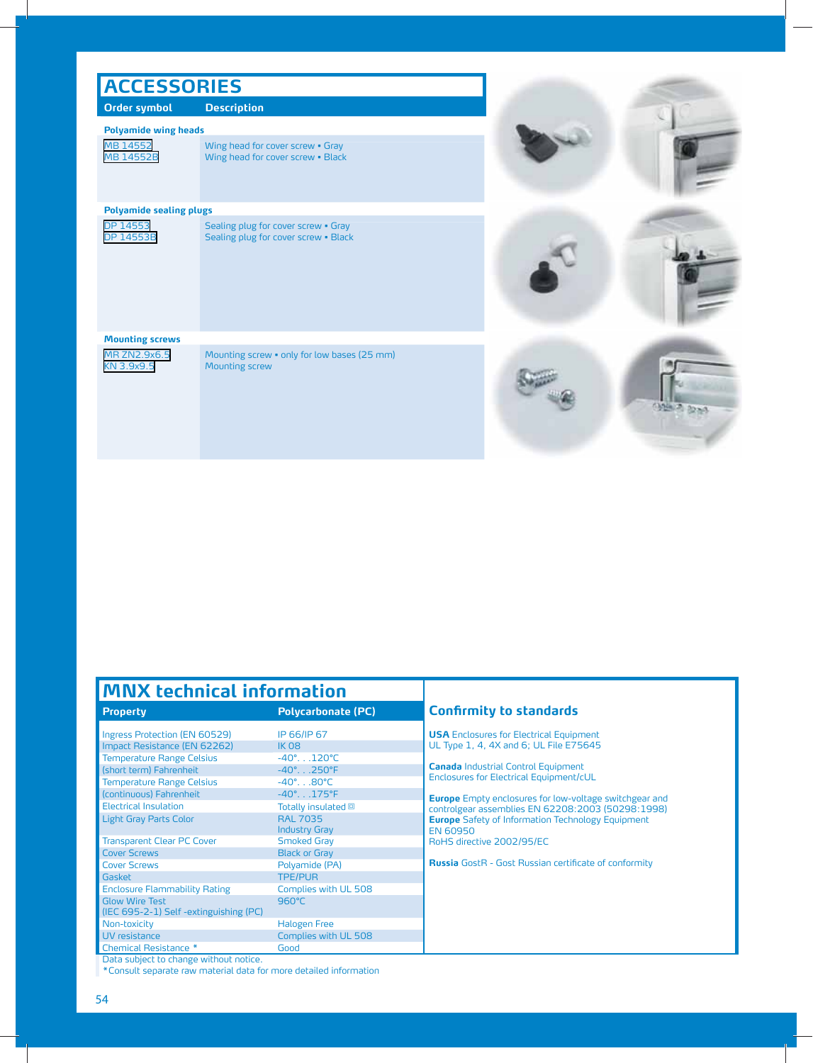## ACCESSORIES

| Order symbol | Description |
|---|---|
| **Polyamide wing heads** | |
| MB 14552 | Wing head for cover screw • Gray |
| MB 14552B | Wing head for cover screw • Black |
| **Polyamide sealing plugs** | |
| DP 14553 | Sealing plug for cover screw • Gray |
| DP 14553B | Sealing plug for cover screw • Black |
| **Mounting screws** | |
| MR ZN2.9x6.5 | Mounting screw • only for low bases (25 mm) |
| KN 3.9x9.5 | Mounting screw |

## MNX technical information

| Property | Polycarbonate (PC) |
|---|---|
| Ingress Protection (EN 60529) | IP 66/IP 67 |
| Impact Resistance (EN 62262) | IK 08 |
| Temperature Range Celsius | -40°. . .120°C |
| (short term) Fahrenheit | -40°. . .250°F |
| Temperature Range Celsius | -40°. . .80°C |
| (continuous) Fahrenheit | -40°. . .175°F |
| Electrical Insulation | Totally insulated ⧈ |
| Light Gray Parts Color | RAL 7035 Industry Gray |
| Transparent Clear PC Cover | Smoked Gray |
| Cover Screws | Black or Gray |
| Cover Screws | Polyamide (PA) |
| Gasket | TPE/PUR |
| Enclosure Flammability Rating | Complies with UL 508 |
| Glow Wire Test (IEC 695-2-1) Self -extinguishing (PC) | 960°C |
| Non-toxicity | Halogen Free |
| UV resistance | Complies with UL 508 |
| Chemical Resistance * | Good |

Data subject to change without notice.

*Consult separate raw material data for more detailed information

### Confirmity to standards

**USA** Enclosures for Electrical Equipment
UL Type 1, 4, 4X and 6; UL File E75645

**Canada** Industrial Control Equipment
Enclosures for Electrical Equipment/cUL

**Europe** Empty enclosures for low-voltage switchgear and controlgear assemblies EN 62208:2003 (50298:1998)
**Europe** Safety of Information Technology Equipment
EN 60950
RoHS directive 2002/95/EC

**Russia** GostR - Gost Russian certificate of conformity